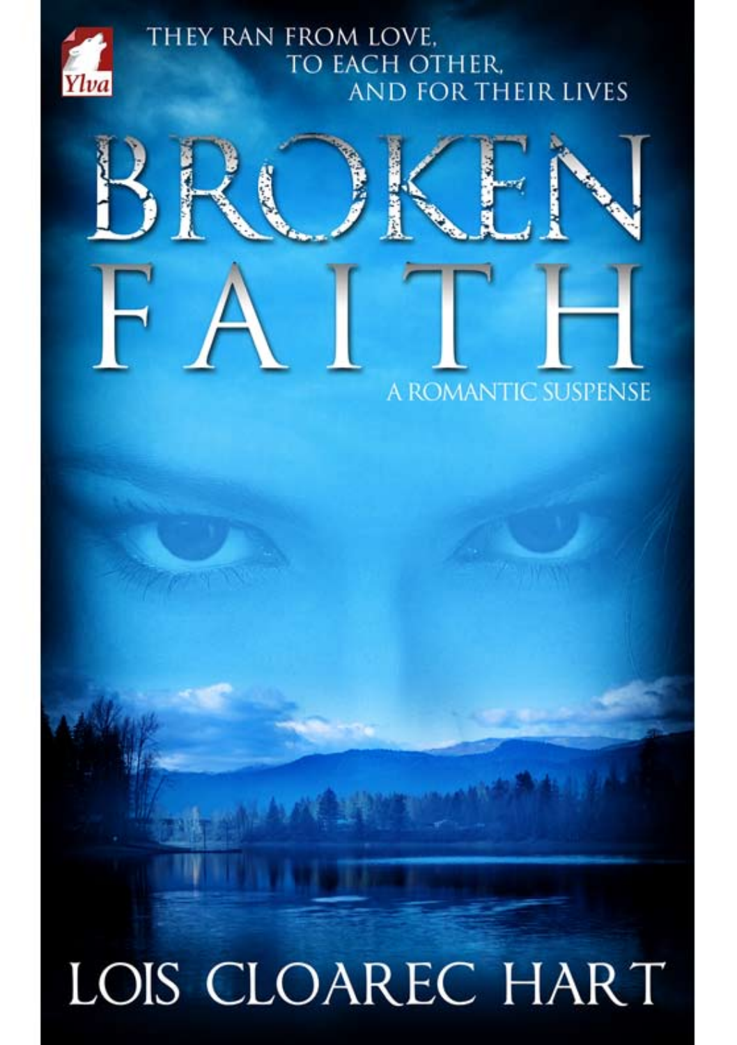Ylva

THEY RAN FROM LOVE,
TO EACH OTHER,
AND FOR THEIR LIVES

# BROKEN FAITH

A ROMANTIC SUSPENSE

LOIS CLOAREC HART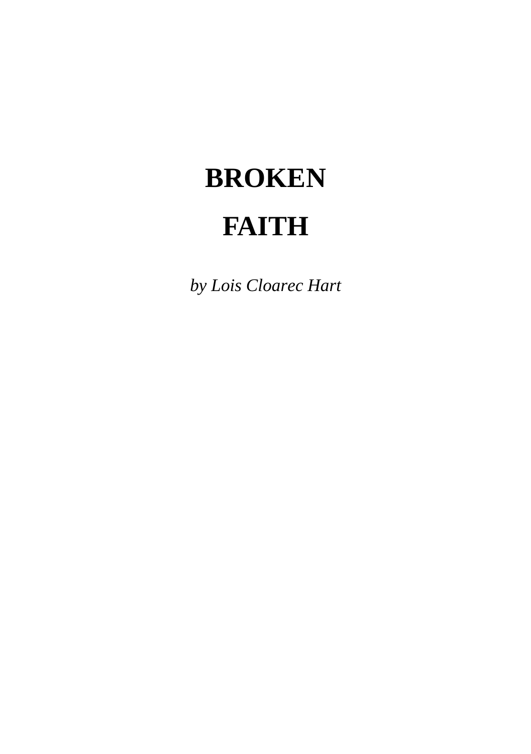# BROKEN

# FAITH

*by Lois Cloarec Hart*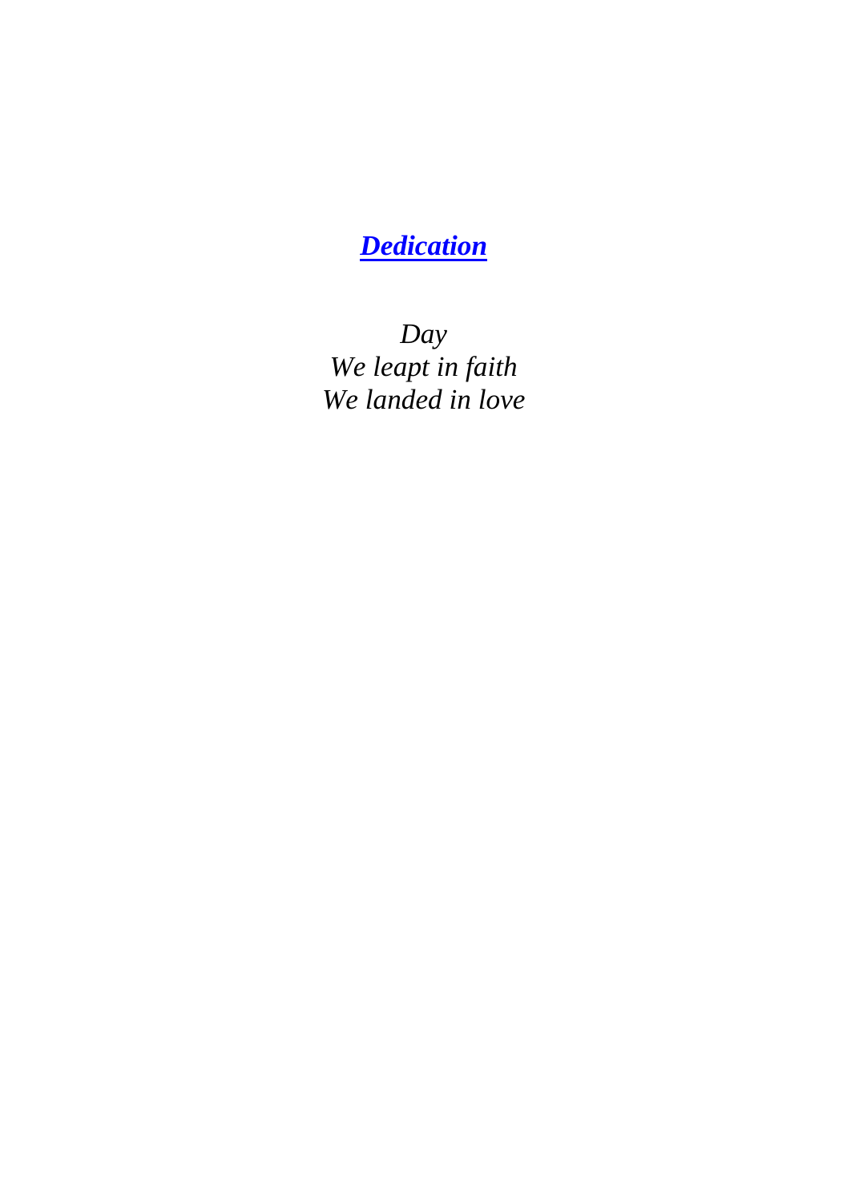## [*Dedication*]

*Day*
*We leapt in faith*
*We landed in love*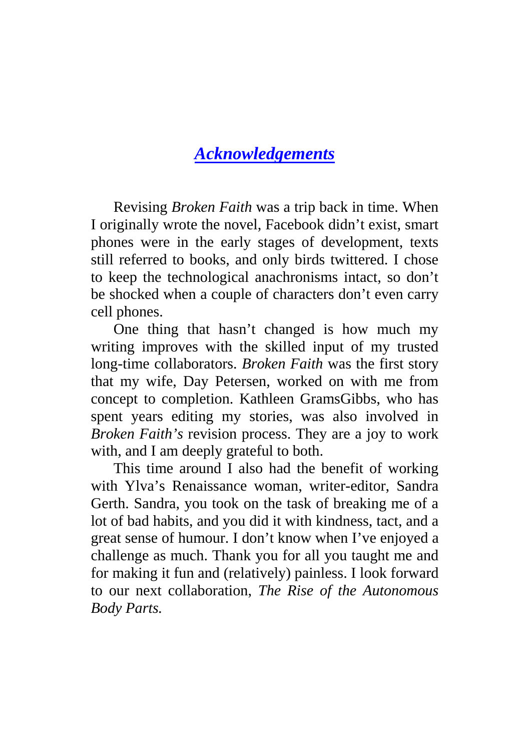# Acknowledgements

Revising *Broken Faith* was a trip back in time. When I originally wrote the novel, Facebook didn't exist, smart phones were in the early stages of development, texts still referred to books, and only birds twittered. I chose to keep the technological anachronisms intact, so don't be shocked when a couple of characters don't even carry cell phones.

One thing that hasn't changed is how much my writing improves with the skilled input of my trusted long-time collaborators. *Broken Faith* was the first story that my wife, Day Petersen, worked on with me from concept to completion. Kathleen GramsGibbs, who has spent years editing my stories, was also involved in *Broken Faith's* revision process. They are a joy to work with, and I am deeply grateful to both.

This time around I also had the benefit of working with Ylva's Renaissance woman, writer-editor, Sandra Gerth. Sandra, you took on the task of breaking me of a lot of bad habits, and you did it with kindness, tact, and a great sense of humour. I don't know when I've enjoyed a challenge as much. Thank you for all you taught me and for making it fun and (relatively) painless. I look forward to our next collaboration, *The Rise of the Autonomous Body Parts.*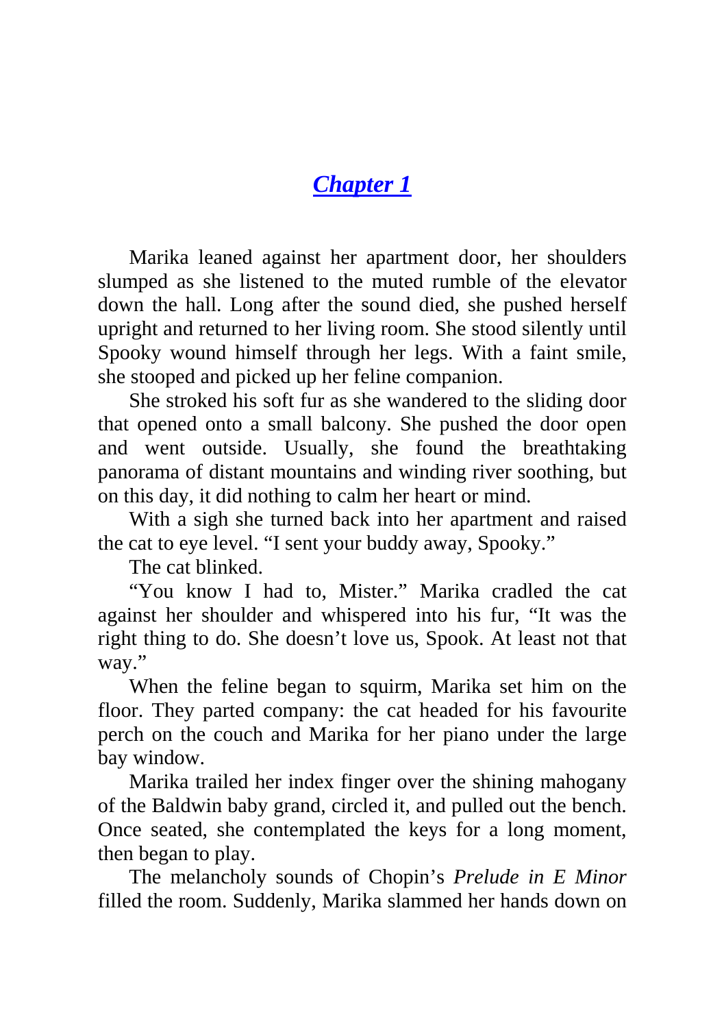# *Chapter 1*

Marika leaned against her apartment door, her shoulders slumped as she listened to the muted rumble of the elevator down the hall. Long after the sound died, she pushed herself upright and returned to her living room. She stood silently until Spooky wound himself through her legs. With a faint smile, she stooped and picked up her feline companion.

She stroked his soft fur as she wandered to the sliding door that opened onto a small balcony. She pushed the door open and went outside. Usually, she found the breathtaking panorama of distant mountains and winding river soothing, but on this day, it did nothing to calm her heart or mind.

With a sigh she turned back into her apartment and raised the cat to eye level. "I sent your buddy away, Spooky."

The cat blinked.

"You know I had to, Mister." Marika cradled the cat against her shoulder and whispered into his fur, "It was the right thing to do. She doesn't love us, Spook. At least not that way."

When the feline began to squirm, Marika set him on the floor. They parted company: the cat headed for his favourite perch on the couch and Marika for her piano under the large bay window.

Marika trailed her index finger over the shining mahogany of the Baldwin baby grand, circled it, and pulled out the bench. Once seated, she contemplated the keys for a long moment, then began to play.

The melancholy sounds of Chopin's *Prelude in E Minor* filled the room. Suddenly, Marika slammed her hands down on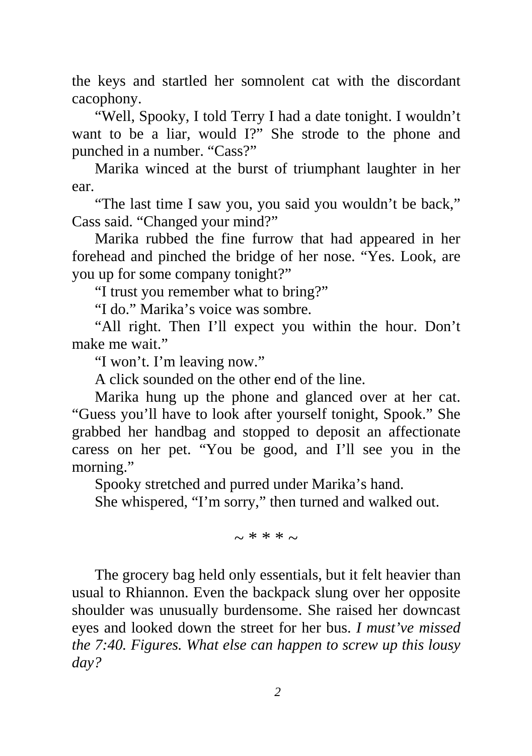the keys and startled her somnolent cat with the discordant cacophony.

“Well, Spooky, I told Terry I had a date tonight. I wouldn’t want to be a liar, would I?” She strode to the phone and punched in a number. “Cass?”

Marika winced at the burst of triumphant laughter in her ear.

“The last time I saw you, you said you wouldn’t be back,” Cass said. “Changed your mind?”

Marika rubbed the fine furrow that had appeared in her forehead and pinched the bridge of her nose. “Yes. Look, are you up for some company tonight?”

“I trust you remember what to bring?”

“I do.” Marika’s voice was sombre.

“All right. Then I’ll expect you within the hour. Don’t make me wait.”

“I won’t. I’m leaving now.”

A click sounded on the other end of the line.

Marika hung up the phone and glanced over at her cat. “Guess you’ll have to look after yourself tonight, Spook.” She grabbed her handbag and stopped to deposit an affectionate caress on her pet. “You be good, and I’ll see you in the morning.”

Spooky stretched and purred under Marika’s hand.

She whispered, “I’m sorry,” then turned and walked out.

~ * * * ~

The grocery bag held only essentials, but it felt heavier than usual to Rhiannon. Even the backpack slung over her opposite shoulder was unusually burdensome. She raised her downcast eyes and looked down the street for her bus. *I must’ve missed the 7:40. Figures. What else can happen to screw up this lousy day?*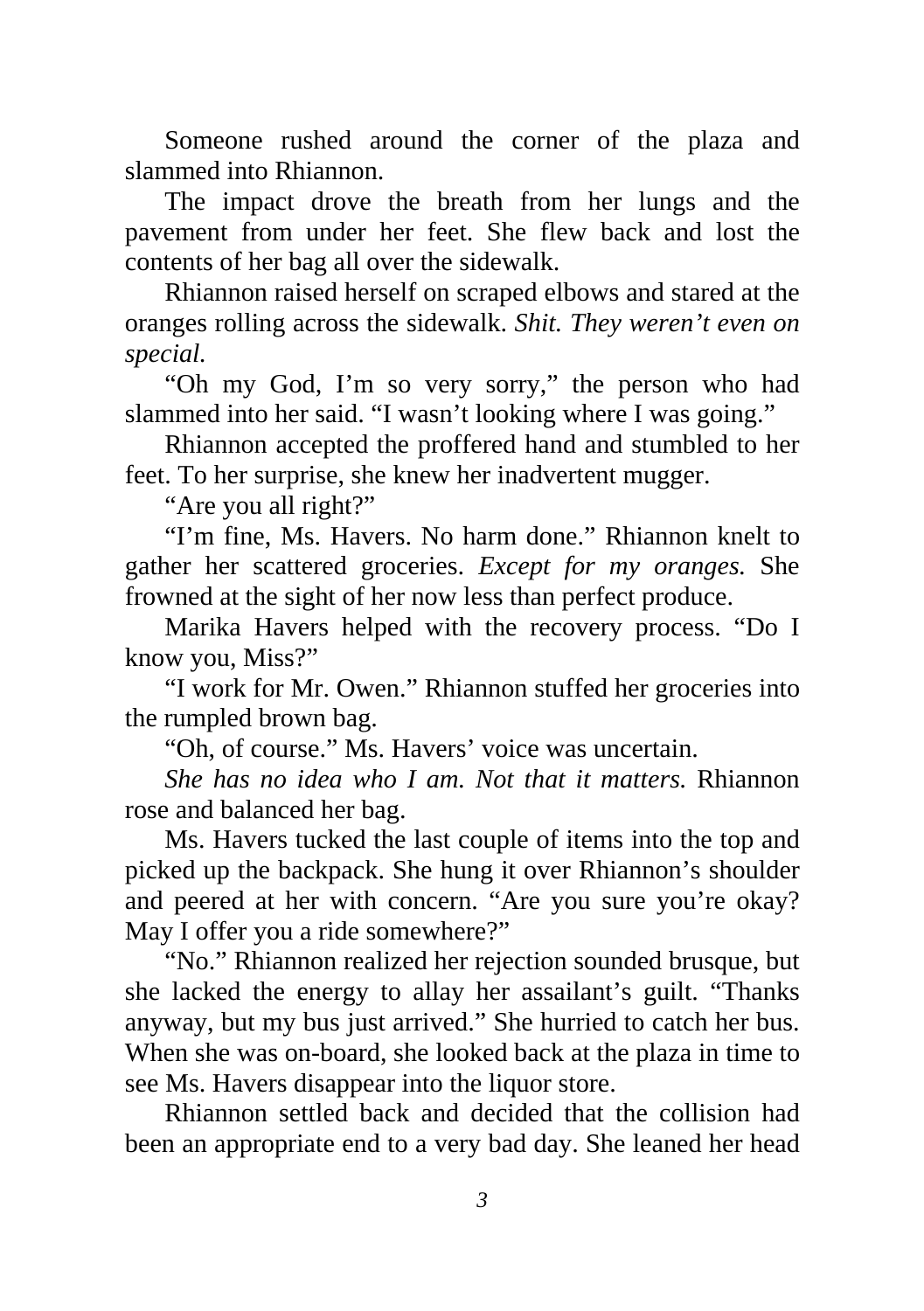Someone rushed around the corner of the plaza and slammed into Rhiannon.

The impact drove the breath from her lungs and the pavement from under her feet. She flew back and lost the contents of her bag all over the sidewalk.

Rhiannon raised herself on scraped elbows and stared at the oranges rolling across the sidewalk. *Shit. They weren't even on special.*

"Oh my God, I'm so very sorry," the person who had slammed into her said. "I wasn't looking where I was going."

Rhiannon accepted the proffered hand and stumbled to her feet. To her surprise, she knew her inadvertent mugger.

"Are you all right?"

"I'm fine, Ms. Havers. No harm done." Rhiannon knelt to gather her scattered groceries. *Except for my oranges.* She frowned at the sight of her now less than perfect produce.

Marika Havers helped with the recovery process. "Do I know you, Miss?"

"I work for Mr. Owen." Rhiannon stuffed her groceries into the rumpled brown bag.

"Oh, of course." Ms. Havers' voice was uncertain.

*She has no idea who I am. Not that it matters.* Rhiannon rose and balanced her bag.

Ms. Havers tucked the last couple of items into the top and picked up the backpack. She hung it over Rhiannon's shoulder and peered at her with concern. "Are you sure you're okay? May I offer you a ride somewhere?"

"No." Rhiannon realized her rejection sounded brusque, but she lacked the energy to allay her assailant's guilt. "Thanks anyway, but my bus just arrived." She hurried to catch her bus. When she was on-board, she looked back at the plaza in time to see Ms. Havers disappear into the liquor store.

Rhiannon settled back and decided that the collision had been an appropriate end to a very bad day. She leaned her head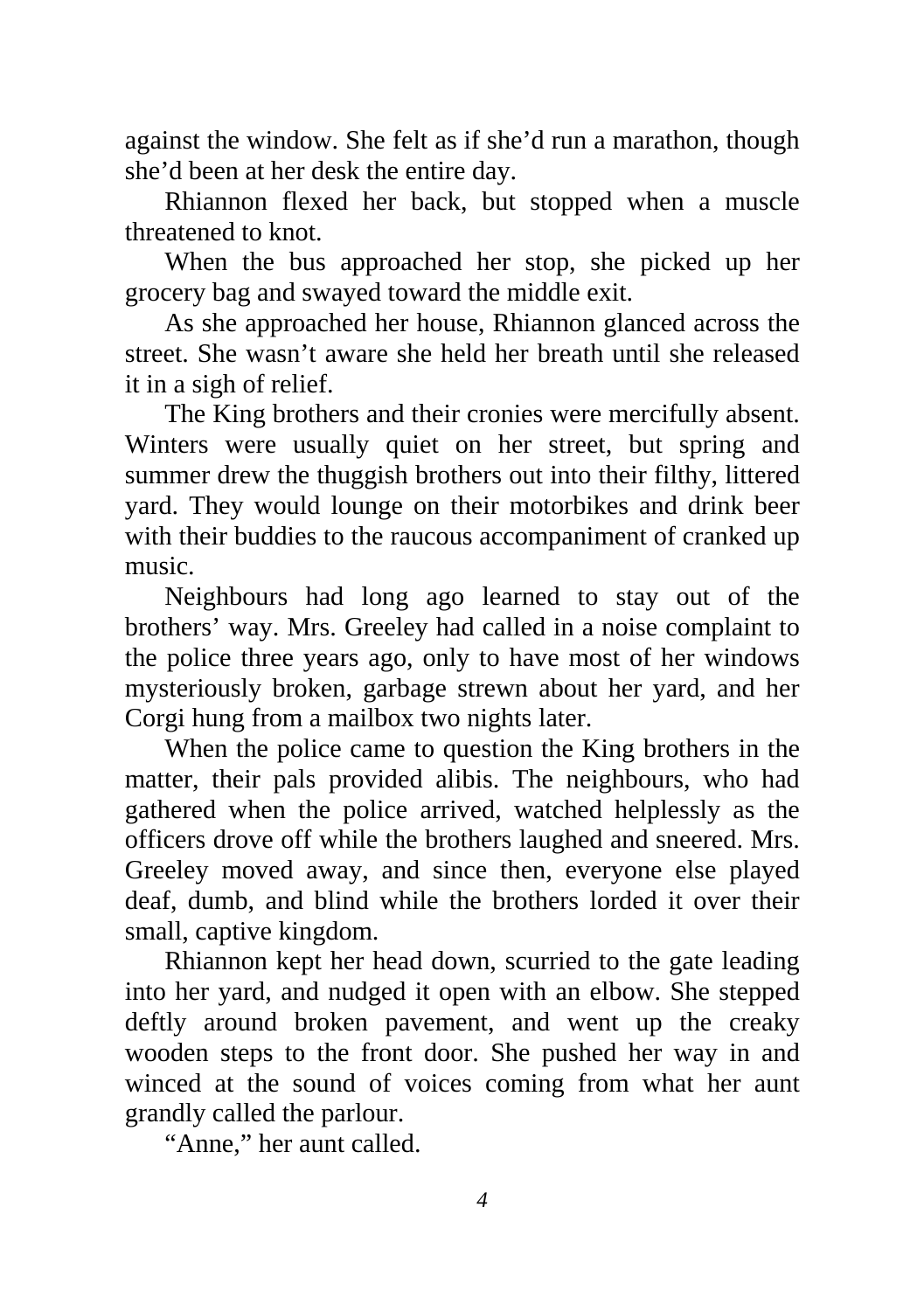against the window. She felt as if she'd run a marathon, though she'd been at her desk the entire day.

Rhiannon flexed her back, but stopped when a muscle threatened to knot.

When the bus approached her stop, she picked up her grocery bag and swayed toward the middle exit.

As she approached her house, Rhiannon glanced across the street. She wasn't aware she held her breath until she released it in a sigh of relief.

The King brothers and their cronies were mercifully absent. Winters were usually quiet on her street, but spring and summer drew the thuggish brothers out into their filthy, littered yard. They would lounge on their motorbikes and drink beer with their buddies to the raucous accompaniment of cranked up music.

Neighbours had long ago learned to stay out of the brothers' way. Mrs. Greeley had called in a noise complaint to the police three years ago, only to have most of her windows mysteriously broken, garbage strewn about her yard, and her Corgi hung from a mailbox two nights later.

When the police came to question the King brothers in the matter, their pals provided alibis. The neighbours, who had gathered when the police arrived, watched helplessly as the officers drove off while the brothers laughed and sneered. Mrs. Greeley moved away, and since then, everyone else played deaf, dumb, and blind while the brothers lorded it over their small, captive kingdom.

Rhiannon kept her head down, scurried to the gate leading into her yard, and nudged it open with an elbow. She stepped deftly around broken pavement, and went up the creaky wooden steps to the front door. She pushed her way in and winced at the sound of voices coming from what her aunt grandly called the parlour.

"Anne," her aunt called.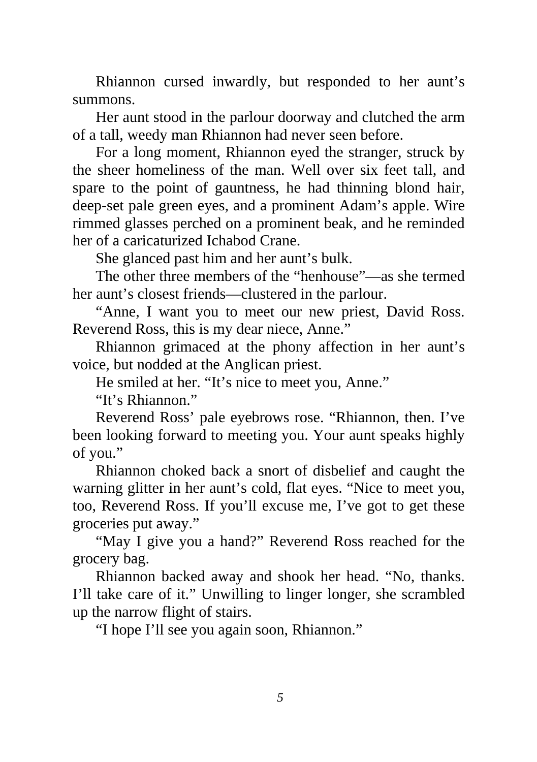Rhiannon cursed inwardly, but responded to her aunt's summons.

Her aunt stood in the parlour doorway and clutched the arm of a tall, weedy man Rhiannon had never seen before.

For a long moment, Rhiannon eyed the stranger, struck by the sheer homeliness of the man. Well over six feet tall, and spare to the point of gauntness, he had thinning blond hair, deep-set pale green eyes, and a prominent Adam's apple. Wire rimmed glasses perched on a prominent beak, and he reminded her of a caricaturized Ichabod Crane.

She glanced past him and her aunt's bulk.

The other three members of the "henhouse"—as she termed her aunt's closest friends—clustered in the parlour.

"Anne, I want you to meet our new priest, David Ross. Reverend Ross, this is my dear niece, Anne."

Rhiannon grimaced at the phony affection in her aunt's voice, but nodded at the Anglican priest.

He smiled at her. "It's nice to meet you, Anne."

"It's Rhiannon."

Reverend Ross' pale eyebrows rose. "Rhiannon, then. I've been looking forward to meeting you. Your aunt speaks highly of you."

Rhiannon choked back a snort of disbelief and caught the warning glitter in her aunt's cold, flat eyes. "Nice to meet you, too, Reverend Ross. If you'll excuse me, I've got to get these groceries put away."

"May I give you a hand?" Reverend Ross reached for the grocery bag.

Rhiannon backed away and shook her head. "No, thanks. I'll take care of it." Unwilling to linger longer, she scrambled up the narrow flight of stairs.

"I hope I'll see you again soon, Rhiannon."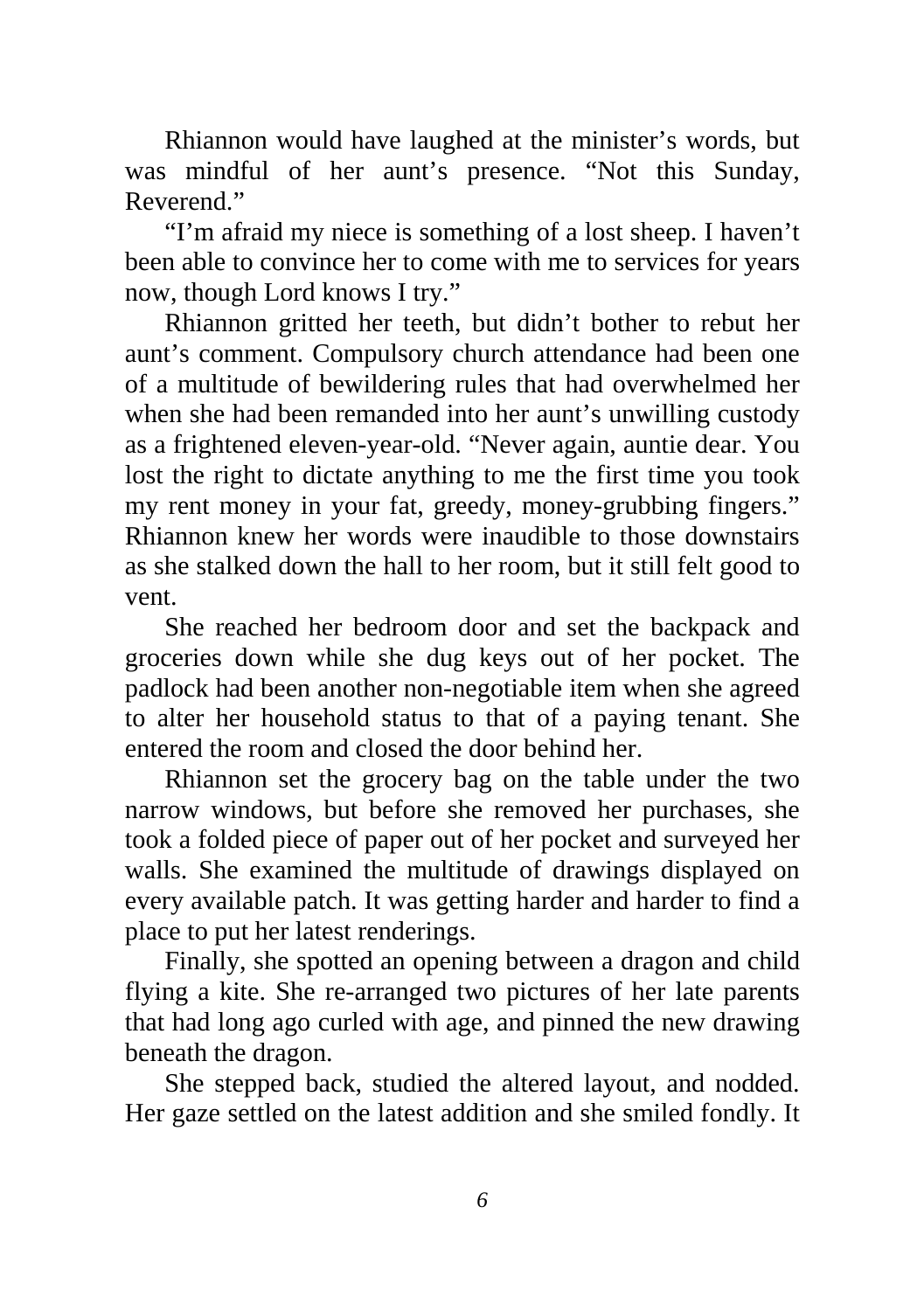Rhiannon would have laughed at the minister's words, but was mindful of her aunt's presence. "Not this Sunday, Reverend."

"I'm afraid my niece is something of a lost sheep. I haven't been able to convince her to come with me to services for years now, though Lord knows I try."

Rhiannon gritted her teeth, but didn't bother to rebut her aunt's comment. Compulsory church attendance had been one of a multitude of bewildering rules that had overwhelmed her when she had been remanded into her aunt's unwilling custody as a frightened eleven-year-old. "Never again, auntie dear. You lost the right to dictate anything to me the first time you took my rent money in your fat, greedy, money-grubbing fingers." Rhiannon knew her words were inaudible to those downstairs as she stalked down the hall to her room, but it still felt good to vent.

She reached her bedroom door and set the backpack and groceries down while she dug keys out of her pocket. The padlock had been another non-negotiable item when she agreed to alter her household status to that of a paying tenant. She entered the room and closed the door behind her.

Rhiannon set the grocery bag on the table under the two narrow windows, but before she removed her purchases, she took a folded piece of paper out of her pocket and surveyed her walls. She examined the multitude of drawings displayed on every available patch. It was getting harder and harder to find a place to put her latest renderings.

Finally, she spotted an opening between a dragon and child flying a kite. She re-arranged two pictures of her late parents that had long ago curled with age, and pinned the new drawing beneath the dragon.

She stepped back, studied the altered layout, and nodded. Her gaze settled on the latest addition and she smiled fondly. It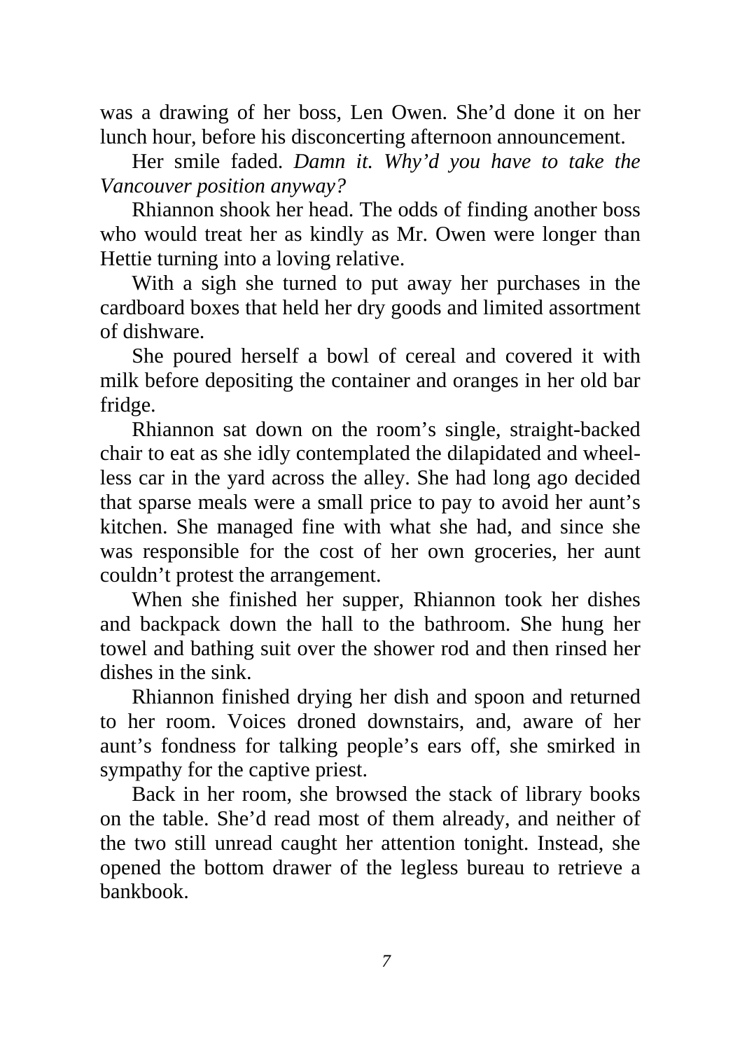was a drawing of her boss, Len Owen. She'd done it on her lunch hour, before his disconcerting afternoon announcement.

Her smile faded. *Damn it. Why'd you have to take the Vancouver position anyway?*

Rhiannon shook her head. The odds of finding another boss who would treat her as kindly as Mr. Owen were longer than Hettie turning into a loving relative.

With a sigh she turned to put away her purchases in the cardboard boxes that held her dry goods and limited assortment of dishware.

She poured herself a bowl of cereal and covered it with milk before depositing the container and oranges in her old bar fridge.

Rhiannon sat down on the room's single, straight-backed chair to eat as she idly contemplated the dilapidated and wheel-less car in the yard across the alley. She had long ago decided that sparse meals were a small price to pay to avoid her aunt's kitchen. She managed fine with what she had, and since she was responsible for the cost of her own groceries, her aunt couldn't protest the arrangement.

When she finished her supper, Rhiannon took her dishes and backpack down the hall to the bathroom. She hung her towel and bathing suit over the shower rod and then rinsed her dishes in the sink.

Rhiannon finished drying her dish and spoon and returned to her room. Voices droned downstairs, and, aware of her aunt's fondness for talking people's ears off, she smirked in sympathy for the captive priest.

Back in her room, she browsed the stack of library books on the table. She'd read most of them already, and neither of the two still unread caught her attention tonight. Instead, she opened the bottom drawer of the legless bureau to retrieve a bankbook.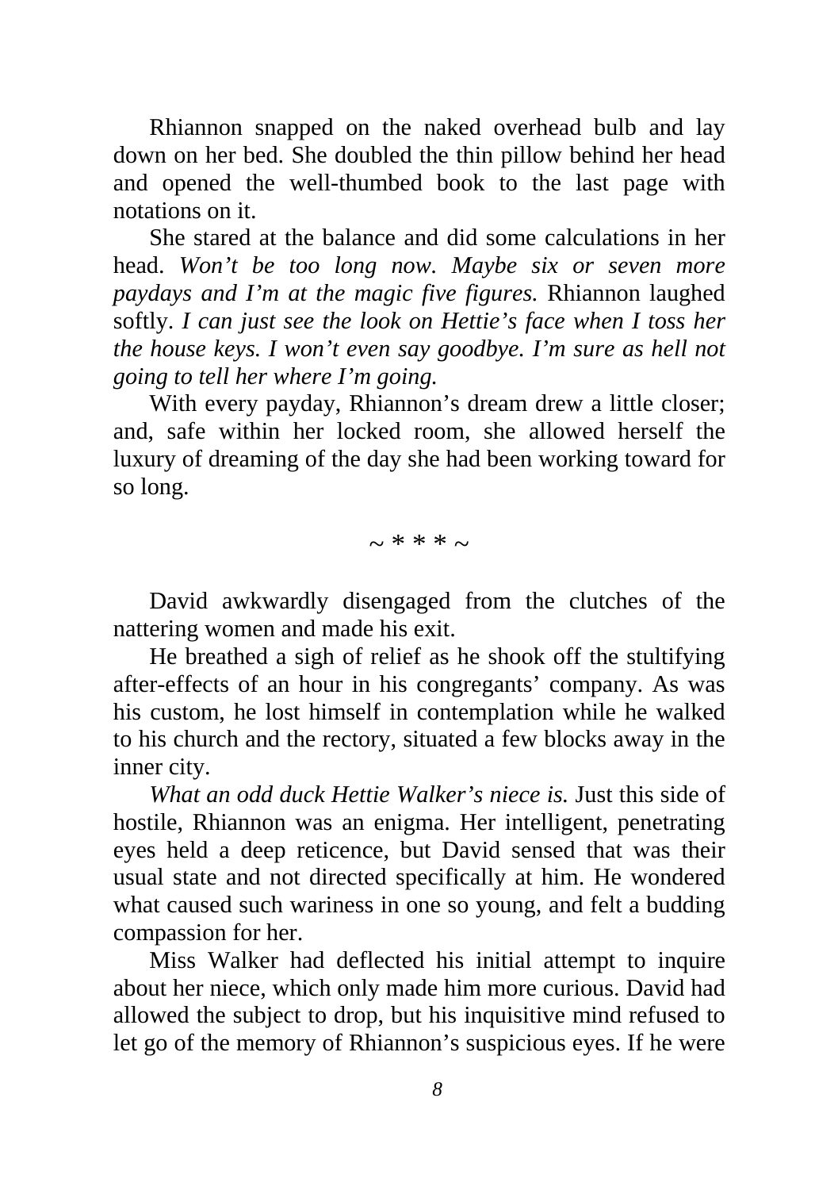Rhiannon snapped on the naked overhead bulb and lay down on her bed. She doubled the thin pillow behind her head and opened the well-thumbed book to the last page with notations on it.

She stared at the balance and did some calculations in her head. *Won't be too long now. Maybe six or seven more paydays and I'm at the magic five figures.* Rhiannon laughed softly. *I can just see the look on Hettie's face when I toss her the house keys. I won't even say goodbye. I'm sure as hell not going to tell her where I'm going.*

With every payday, Rhiannon's dream drew a little closer; and, safe within her locked room, she allowed herself the luxury of dreaming of the day she had been working toward for so long.

~ * * * ~

David awkwardly disengaged from the clutches of the nattering women and made his exit.

He breathed a sigh of relief as he shook off the stultifying after-effects of an hour in his congregants' company. As was his custom, he lost himself in contemplation while he walked to his church and the rectory, situated a few blocks away in the inner city.

*What an odd duck Hettie Walker's niece is.* Just this side of hostile, Rhiannon was an enigma. Her intelligent, penetrating eyes held a deep reticence, but David sensed that was their usual state and not directed specifically at him. He wondered what caused such wariness in one so young, and felt a budding compassion for her.

Miss Walker had deflected his initial attempt to inquire about her niece, which only made him more curious. David had allowed the subject to drop, but his inquisitive mind refused to let go of the memory of Rhiannon's suspicious eyes. If he were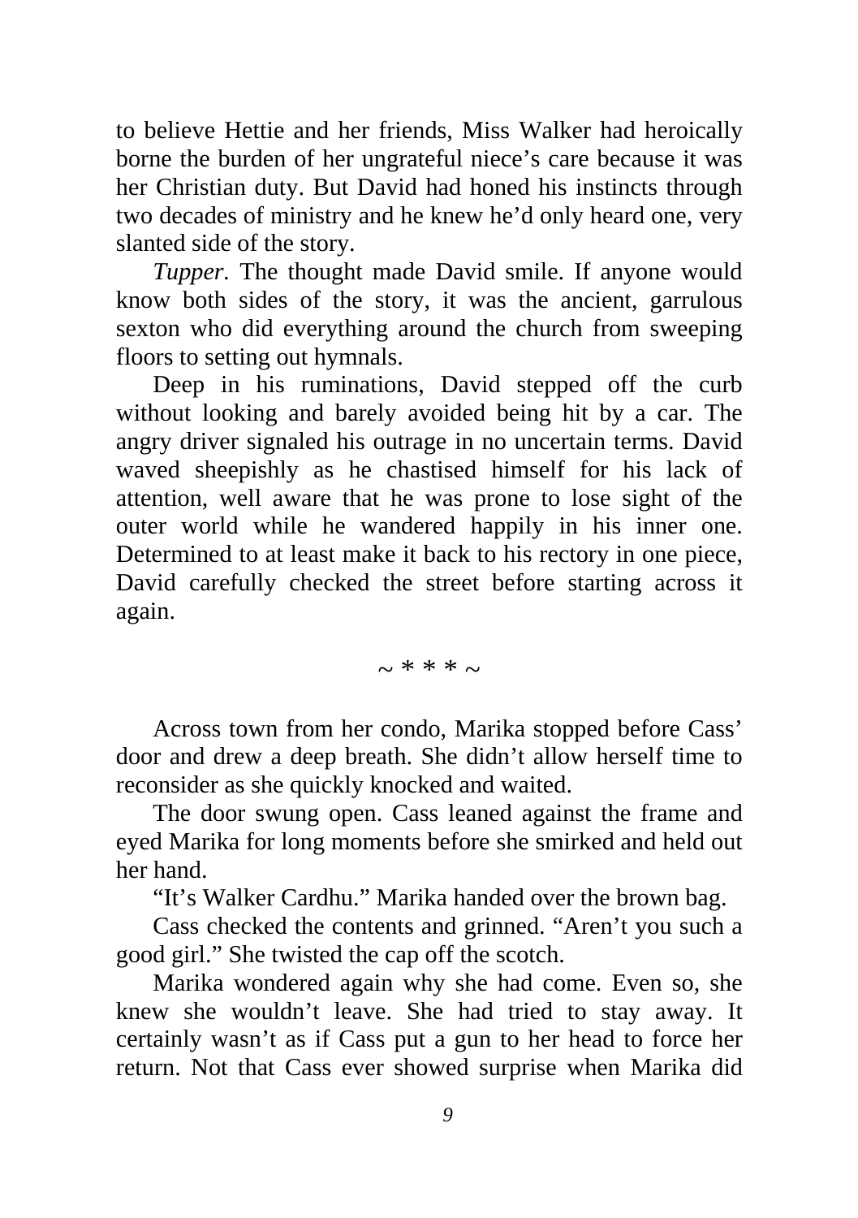to believe Hettie and her friends, Miss Walker had heroically borne the burden of her ungrateful niece's care because it was her Christian duty. But David had honed his instincts through two decades of ministry and he knew he'd only heard one, very slanted side of the story.

*Tupper.* The thought made David smile. If anyone would know both sides of the story, it was the ancient, garrulous sexton who did everything around the church from sweeping floors to setting out hymnals.

Deep in his ruminations, David stepped off the curb without looking and barely avoided being hit by a car. The angry driver signaled his outrage in no uncertain terms. David waved sheepishly as he chastised himself for his lack of attention, well aware that he was prone to lose sight of the outer world while he wandered happily in his inner one. Determined to at least make it back to his rectory in one piece, David carefully checked the street before starting across it again.

~ * * * ~

Across town from her condo, Marika stopped before Cass' door and drew a deep breath. She didn't allow herself time to reconsider as she quickly knocked and waited.

The door swung open. Cass leaned against the frame and eyed Marika for long moments before she smirked and held out her hand.

"It's Walker Cardhu." Marika handed over the brown bag.

Cass checked the contents and grinned. "Aren't you such a good girl." She twisted the cap off the scotch.

Marika wondered again why she had come. Even so, she knew she wouldn't leave. She had tried to stay away. It certainly wasn't as if Cass put a gun to her head to force her return. Not that Cass ever showed surprise when Marika did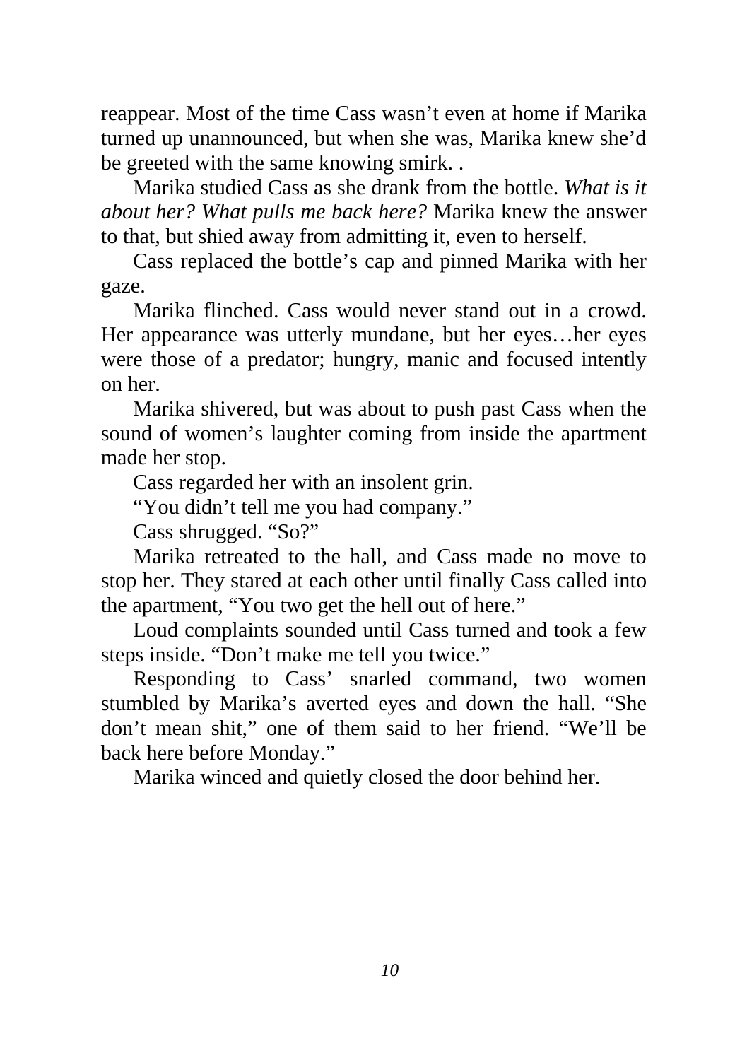reappear. Most of the time Cass wasn't even at home if Marika turned up unannounced, but when she was, Marika knew she'd be greeted with the same knowing smirk. .

Marika studied Cass as she drank from the bottle. *What is it about her? What pulls me back here?* Marika knew the answer to that, but shied away from admitting it, even to herself.

Cass replaced the bottle's cap and pinned Marika with her gaze.

Marika flinched. Cass would never stand out in a crowd. Her appearance was utterly mundane, but her eyes…her eyes were those of a predator; hungry, manic and focused intently on her.

Marika shivered, but was about to push past Cass when the sound of women's laughter coming from inside the apartment made her stop.

Cass regarded her with an insolent grin.

"You didn't tell me you had company."

Cass shrugged. "So?"

Marika retreated to the hall, and Cass made no move to stop her. They stared at each other until finally Cass called into the apartment, "You two get the hell out of here."

Loud complaints sounded until Cass turned and took a few steps inside. "Don't make me tell you twice."

Responding to Cass' snarled command, two women stumbled by Marika's averted eyes and down the hall. "She don't mean shit," one of them said to her friend. "We'll be back here before Monday."

Marika winced and quietly closed the door behind her.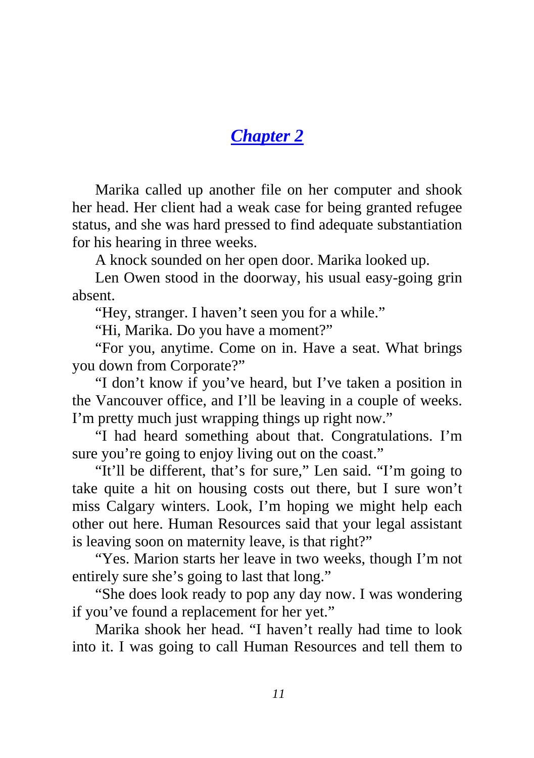## *Chapter 2*

Marika called up another file on her computer and shook her head. Her client had a weak case for being granted refugee status, and she was hard pressed to find adequate substantiation for his hearing in three weeks.

A knock sounded on her open door. Marika looked up.

Len Owen stood in the doorway, his usual easy-going grin absent.

"Hey, stranger. I haven't seen you for a while."

"Hi, Marika. Do you have a moment?"

"For you, anytime. Come on in. Have a seat. What brings you down from Corporate?"

"I don't know if you've heard, but I've taken a position in the Vancouver office, and I'll be leaving in a couple of weeks. I'm pretty much just wrapping things up right now."

"I had heard something about that. Congratulations. I'm sure you're going to enjoy living out on the coast."

"It'll be different, that's for sure," Len said. "I'm going to take quite a hit on housing costs out there, but I sure won't miss Calgary winters. Look, I'm hoping we might help each other out here. Human Resources said that your legal assistant is leaving soon on maternity leave, is that right?"

"Yes. Marion starts her leave in two weeks, though I'm not entirely sure she's going to last that long."

"She does look ready to pop any day now. I was wondering if you've found a replacement for her yet."

Marika shook her head. "I haven't really had time to look into it. I was going to call Human Resources and tell them to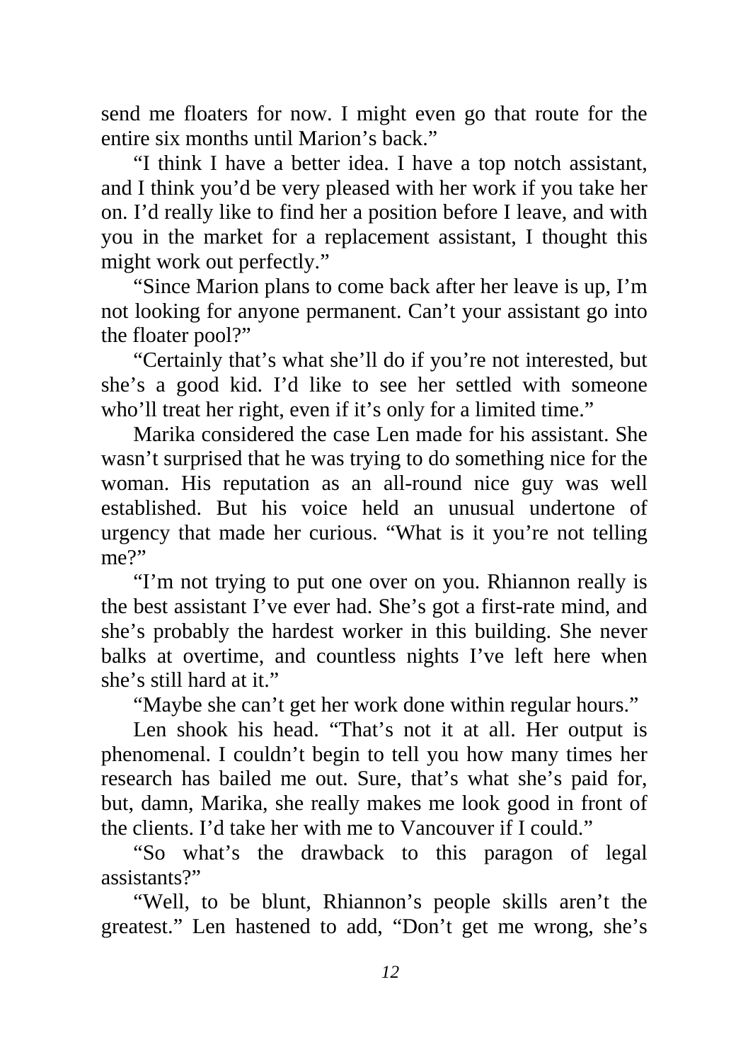send me floaters for now. I might even go that route for the entire six months until Marion's back."

"I think I have a better idea. I have a top notch assistant, and I think you'd be very pleased with her work if you take her on. I'd really like to find her a position before I leave, and with you in the market for a replacement assistant, I thought this might work out perfectly."

"Since Marion plans to come back after her leave is up, I'm not looking for anyone permanent. Can't your assistant go into the floater pool?"

"Certainly that's what she'll do if you're not interested, but she's a good kid. I'd like to see her settled with someone who'll treat her right, even if it's only for a limited time."

Marika considered the case Len made for his assistant. She wasn't surprised that he was trying to do something nice for the woman. His reputation as an all-round nice guy was well established. But his voice held an unusual undertone of urgency that made her curious. "What is it you're not telling me?"

"I'm not trying to put one over on you. Rhiannon really is the best assistant I've ever had. She's got a first-rate mind, and she's probably the hardest worker in this building. She never balks at overtime, and countless nights I've left here when she's still hard at it."

"Maybe she can't get her work done within regular hours."

Len shook his head. "That's not it at all. Her output is phenomenal. I couldn't begin to tell you how many times her research has bailed me out. Sure, that's what she's paid for, but, damn, Marika, she really makes me look good in front of the clients. I'd take her with me to Vancouver if I could."

"So what's the drawback to this paragon of legal assistants?"

"Well, to be blunt, Rhiannon's people skills aren't the greatest." Len hastened to add, "Don't get me wrong, she's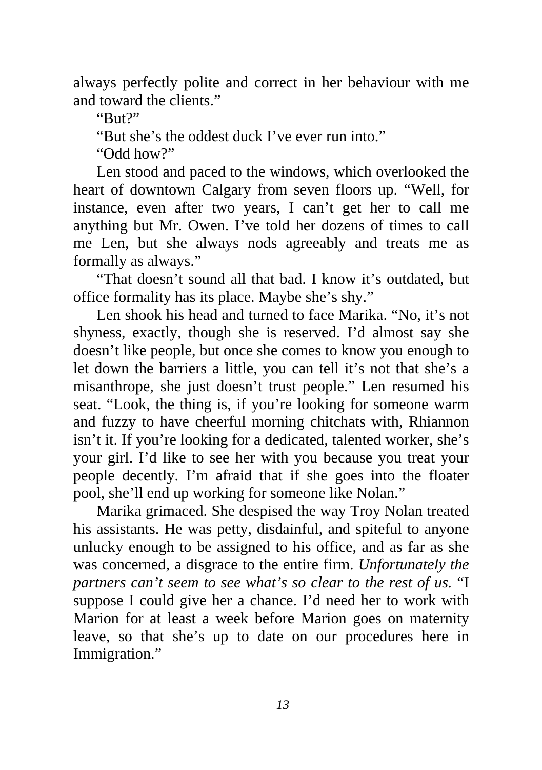always perfectly polite and correct in her behaviour with me and toward the clients."

"But?"

"But she's the oddest duck I've ever run into."

"Odd how?"

Len stood and paced to the windows, which overlooked the heart of downtown Calgary from seven floors up. "Well, for instance, even after two years, I can't get her to call me anything but Mr. Owen. I've told her dozens of times to call me Len, but she always nods agreeably and treats me as formally as always."

"That doesn't sound all that bad. I know it's outdated, but office formality has its place. Maybe she's shy."

Len shook his head and turned to face Marika. "No, it's not shyness, exactly, though she is reserved. I'd almost say she doesn't like people, but once she comes to know you enough to let down the barriers a little, you can tell it's not that she's a misanthrope, she just doesn't trust people." Len resumed his seat. "Look, the thing is, if you're looking for someone warm and fuzzy to have cheerful morning chitchats with, Rhiannon isn't it. If you're looking for a dedicated, talented worker, she's your girl. I'd like to see her with you because you treat your people decently. I'm afraid that if she goes into the floater pool, she'll end up working for someone like Nolan."

Marika grimaced. She despised the way Troy Nolan treated his assistants. He was petty, disdainful, and spiteful to anyone unlucky enough to be assigned to his office, and as far as she was concerned, a disgrace to the entire firm. *Unfortunately the partners can't seem to see what's so clear to the rest of us.* "I suppose I could give her a chance. I'd need her to work with Marion for at least a week before Marion goes on maternity leave, so that she's up to date on our procedures here in Immigration."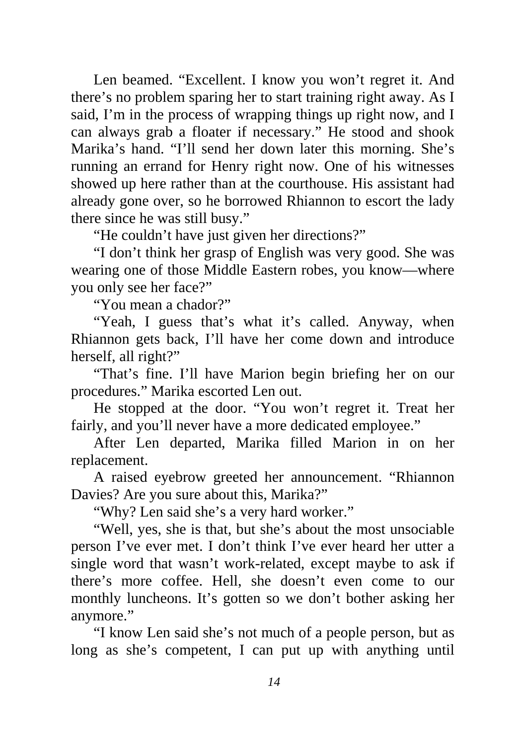Len beamed. “Excellent. I know you won’t regret it. And there’s no problem sparing her to start training right away. As I said, I’m in the process of wrapping things up right now, and I can always grab a floater if necessary.” He stood and shook Marika’s hand. “I’ll send her down later this morning. She’s running an errand for Henry right now. One of his witnesses showed up here rather than at the courthouse. His assistant had already gone over, so he borrowed Rhiannon to escort the lady there since he was still busy.”

“He couldn’t have just given her directions?”

“I don’t think her grasp of English was very good. She was wearing one of those Middle Eastern robes, you know—where you only see her face?”

“You mean a chador?”

“Yeah, I guess that’s what it’s called. Anyway, when Rhiannon gets back, I’ll have her come down and introduce herself, all right?”

“That’s fine. I’ll have Marion begin briefing her on our procedures.” Marika escorted Len out.

He stopped at the door. “You won’t regret it. Treat her fairly, and you’ll never have a more dedicated employee.”

After Len departed, Marika filled Marion in on her replacement.

A raised eyebrow greeted her announcement. “Rhiannon Davies? Are you sure about this, Marika?”

“Why? Len said she’s a very hard worker.”

“Well, yes, she is that, but she’s about the most unsociable person I’ve ever met. I don’t think I’ve ever heard her utter a single word that wasn’t work-related, except maybe to ask if there’s more coffee. Hell, she doesn’t even come to our monthly luncheons. It’s gotten so we don’t bother asking her anymore.”

“I know Len said she’s not much of a people person, but as long as she’s competent, I can put up with anything until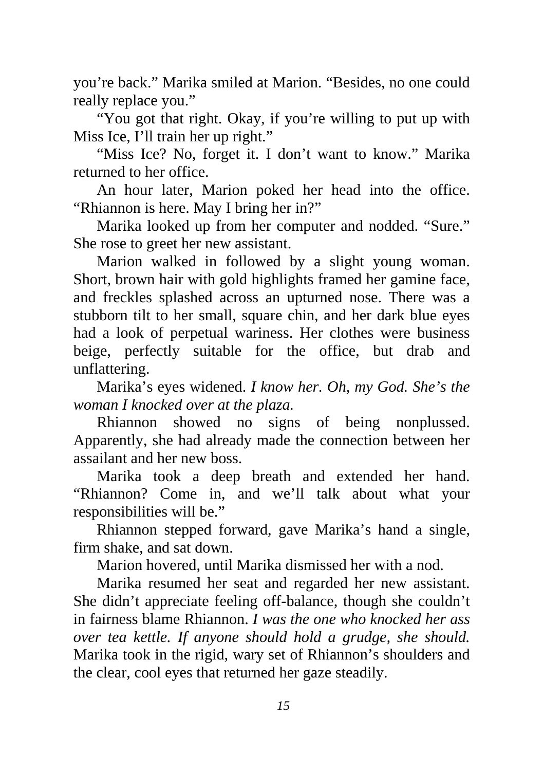you're back." Marika smiled at Marion. "Besides, no one could really replace you."

"You got that right. Okay, if you're willing to put up with Miss Ice, I'll train her up right."

"Miss Ice? No, forget it. I don't want to know." Marika returned to her office.

An hour later, Marion poked her head into the office. "Rhiannon is here. May I bring her in?"

Marika looked up from her computer and nodded. "Sure." She rose to greet her new assistant.

Marion walked in followed by a slight young woman. Short, brown hair with gold highlights framed her gamine face, and freckles splashed across an upturned nose. There was a stubborn tilt to her small, square chin, and her dark blue eyes had a look of perpetual wariness. Her clothes were business beige, perfectly suitable for the office, but drab and unflattering.

Marika's eyes widened. *I know her. Oh, my God. She's the woman I knocked over at the plaza.*

Rhiannon showed no signs of being nonplussed. Apparently, she had already made the connection between her assailant and her new boss.

Marika took a deep breath and extended her hand. "Rhiannon? Come in, and we'll talk about what your responsibilities will be."

Rhiannon stepped forward, gave Marika's hand a single, firm shake, and sat down.

Marion hovered, until Marika dismissed her with a nod.

Marika resumed her seat and regarded her new assistant. She didn't appreciate feeling off-balance, though she couldn't in fairness blame Rhiannon. *I was the one who knocked her ass over tea kettle. If anyone should hold a grudge, she should.* Marika took in the rigid, wary set of Rhiannon's shoulders and the clear, cool eyes that returned her gaze steadily.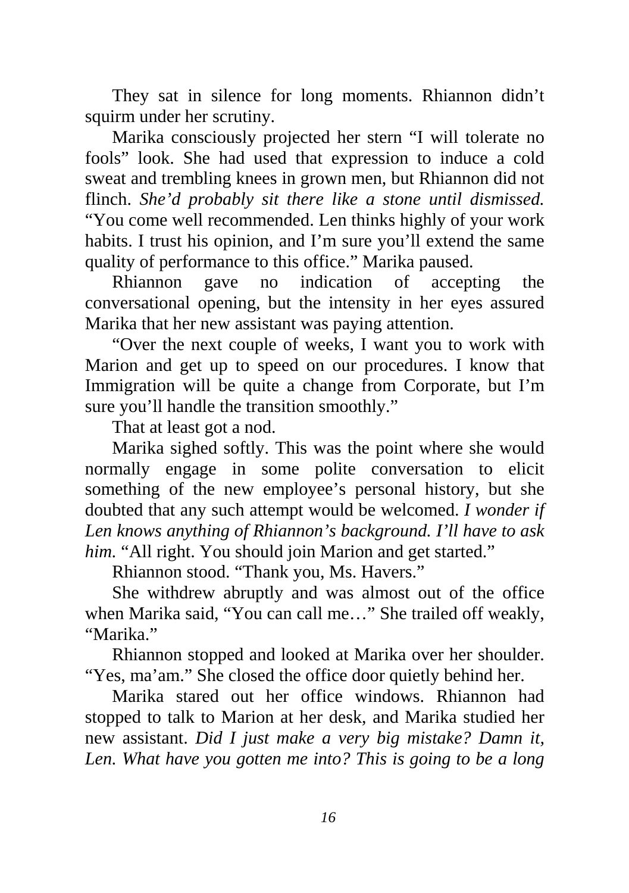They sat in silence for long moments. Rhiannon didn't squirm under her scrutiny.

Marika consciously projected her stern "I will tolerate no fools" look. She had used that expression to induce a cold sweat and trembling knees in grown men, but Rhiannon did not flinch. *She'd probably sit there like a stone until dismissed.* "You come well recommended. Len thinks highly of your work habits. I trust his opinion, and I'm sure you'll extend the same quality of performance to this office." Marika paused.

Rhiannon gave no indication of accepting the conversational opening, but the intensity in her eyes assured Marika that her new assistant was paying attention.

"Over the next couple of weeks, I want you to work with Marion and get up to speed on our procedures. I know that Immigration will be quite a change from Corporate, but I'm sure you'll handle the transition smoothly."

That at least got a nod.

Marika sighed softly. This was the point where she would normally engage in some polite conversation to elicit something of the new employee's personal history, but she doubted that any such attempt would be welcomed. *I wonder if Len knows anything of Rhiannon's background. I'll have to ask him.* "All right. You should join Marion and get started."

Rhiannon stood. "Thank you, Ms. Havers."

She withdrew abruptly and was almost out of the office when Marika said, "You can call me…" She trailed off weakly, "Marika."

Rhiannon stopped and looked at Marika over her shoulder. "Yes, ma'am." She closed the office door quietly behind her.

Marika stared out her office windows. Rhiannon had stopped to talk to Marion at her desk, and Marika studied her new assistant. *Did I just make a very big mistake? Damn it, Len. What have you gotten me into? This is going to be a long*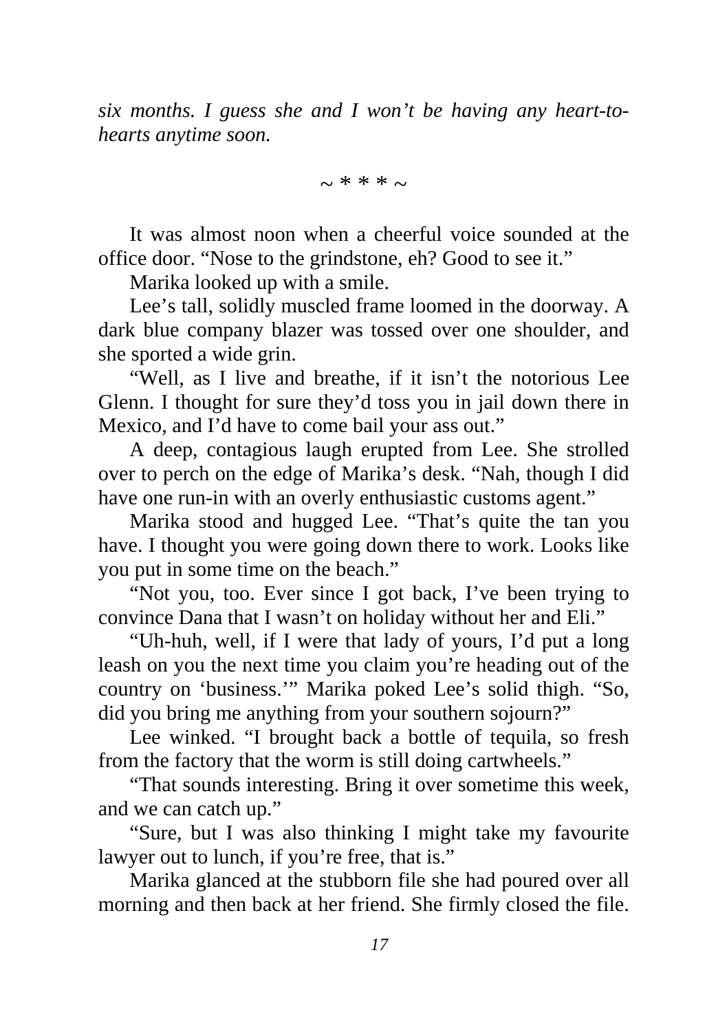*six months. I guess she and I won't be having any heart-to-hearts anytime soon.*

~ * * * ~

It was almost noon when a cheerful voice sounded at the office door. "Nose to the grindstone, eh? Good to see it."

Marika looked up with a smile.

Lee's tall, solidly muscled frame loomed in the doorway. A dark blue company blazer was tossed over one shoulder, and she sported a wide grin.

"Well, as I live and breathe, if it isn't the notorious Lee Glenn. I thought for sure they'd toss you in jail down there in Mexico, and I'd have to come bail your ass out."

A deep, contagious laugh erupted from Lee. She strolled over to perch on the edge of Marika's desk. "Nah, though I did have one run-in with an overly enthusiastic customs agent."

Marika stood and hugged Lee. "That's quite the tan you have. I thought you were going down there to work. Looks like you put in some time on the beach."

"Not you, too. Ever since I got back, I've been trying to convince Dana that I wasn't on holiday without her and Eli."

"Uh-huh, well, if I were that lady of yours, I'd put a long leash on you the next time you claim you're heading out of the country on 'business.'" Marika poked Lee's solid thigh. "So, did you bring me anything from your southern sojourn?"

Lee winked. "I brought back a bottle of tequila, so fresh from the factory that the worm is still doing cartwheels."

"That sounds interesting. Bring it over sometime this week, and we can catch up."

"Sure, but I was also thinking I might take my favourite lawyer out to lunch, if you're free, that is."

Marika glanced at the stubborn file she had poured over all morning and then back at her friend. She firmly closed the file.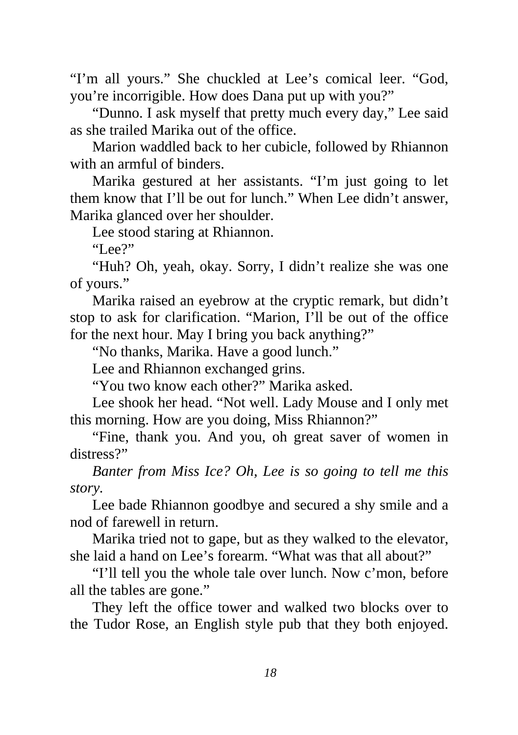"I'm all yours." She chuckled at Lee's comical leer. "God, you're incorrigible. How does Dana put up with you?"

"Dunno. I ask myself that pretty much every day," Lee said as she trailed Marika out of the office.

Marion waddled back to her cubicle, followed by Rhiannon with an armful of binders.

Marika gestured at her assistants. "I'm just going to let them know that I'll be out for lunch." When Lee didn't answer, Marika glanced over her shoulder.

Lee stood staring at Rhiannon.

"Lee?"

"Huh? Oh, yeah, okay. Sorry, I didn't realize she was one of yours."

Marika raised an eyebrow at the cryptic remark, but didn't stop to ask for clarification. "Marion, I'll be out of the office for the next hour. May I bring you back anything?"

"No thanks, Marika. Have a good lunch."

Lee and Rhiannon exchanged grins.

"You two know each other?" Marika asked.

Lee shook her head. "Not well. Lady Mouse and I only met this morning. How are you doing, Miss Rhiannon?"

"Fine, thank you. And you, oh great saver of women in distress?"

*Banter from Miss Ice? Oh, Lee is so going to tell me this story.*

Lee bade Rhiannon goodbye and secured a shy smile and a nod of farewell in return.

Marika tried not to gape, but as they walked to the elevator, she laid a hand on Lee's forearm. "What was that all about?"

"I'll tell you the whole tale over lunch. Now c'mon, before all the tables are gone."

They left the office tower and walked two blocks over to the Tudor Rose, an English style pub that they both enjoyed.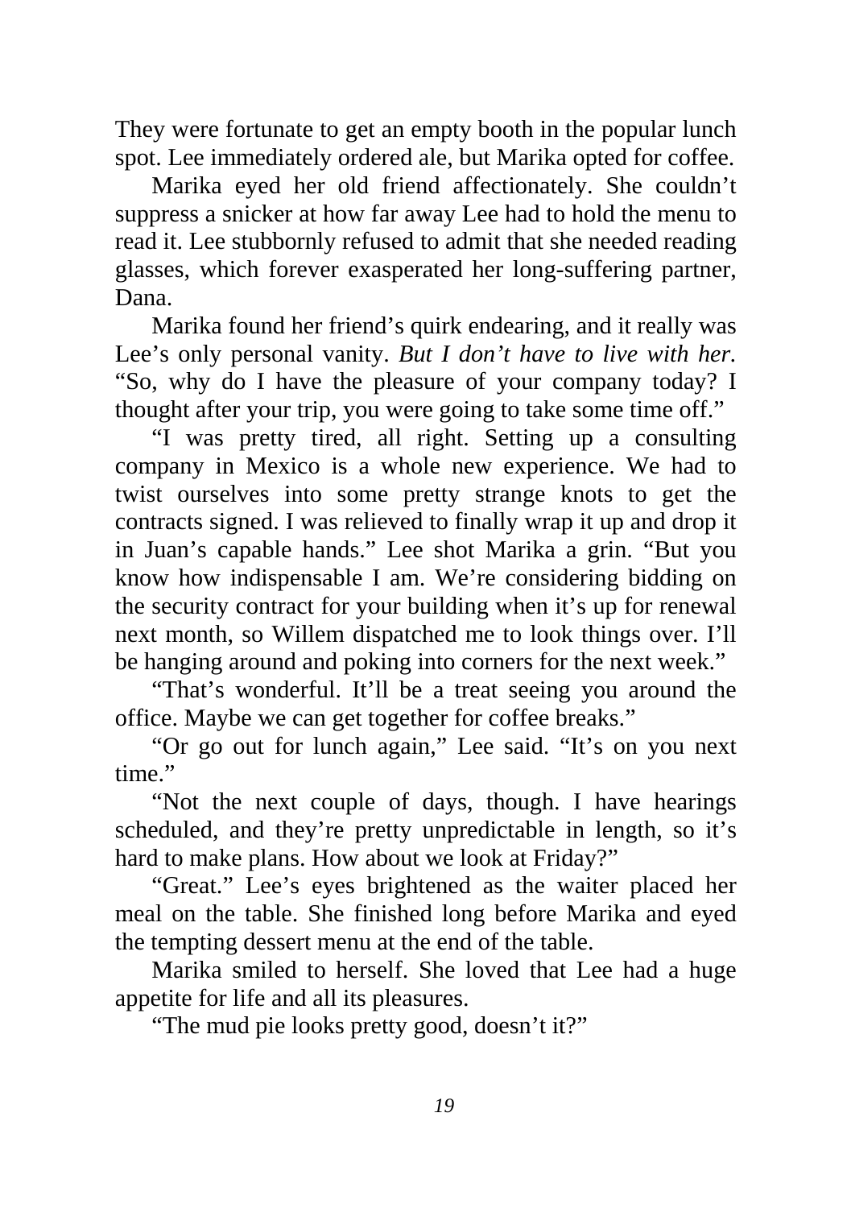They were fortunate to get an empty booth in the popular lunch spot. Lee immediately ordered ale, but Marika opted for coffee.

Marika eyed her old friend affectionately. She couldn't suppress a snicker at how far away Lee had to hold the menu to read it. Lee stubbornly refused to admit that she needed reading glasses, which forever exasperated her long-suffering partner, Dana.

Marika found her friend's quirk endearing, and it really was Lee's only personal vanity. *But I don't have to live with her.* "So, why do I have the pleasure of your company today? I thought after your trip, you were going to take some time off."

"I was pretty tired, all right. Setting up a consulting company in Mexico is a whole new experience. We had to twist ourselves into some pretty strange knots to get the contracts signed. I was relieved to finally wrap it up and drop it in Juan's capable hands." Lee shot Marika a grin. "But you know how indispensable I am. We're considering bidding on the security contract for your building when it's up for renewal next month, so Willem dispatched me to look things over. I'll be hanging around and poking into corners for the next week."

"That's wonderful. It'll be a treat seeing you around the office. Maybe we can get together for coffee breaks."

"Or go out for lunch again," Lee said. "It's on you next time."

"Not the next couple of days, though. I have hearings scheduled, and they're pretty unpredictable in length, so it's hard to make plans. How about we look at Friday?"

"Great." Lee's eyes brightened as the waiter placed her meal on the table. She finished long before Marika and eyed the tempting dessert menu at the end of the table.

Marika smiled to herself. She loved that Lee had a huge appetite for life and all its pleasures.

"The mud pie looks pretty good, doesn't it?"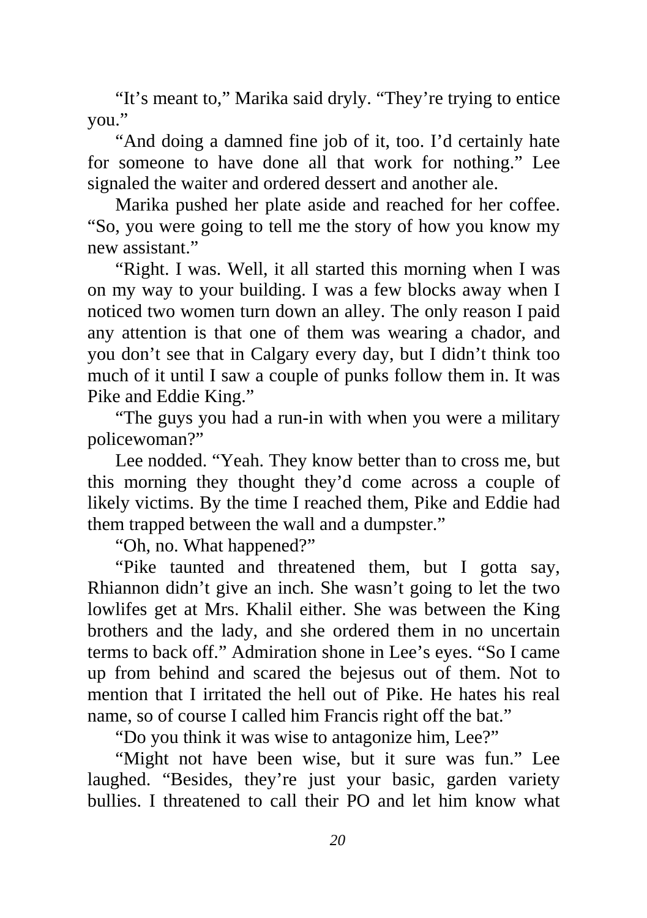"It's meant to," Marika said dryly. "They're trying to entice you."

"And doing a damned fine job of it, too. I'd certainly hate for someone to have done all that work for nothing." Lee signaled the waiter and ordered dessert and another ale.

Marika pushed her plate aside and reached for her coffee. "So, you were going to tell me the story of how you know my new assistant."

"Right. I was. Well, it all started this morning when I was on my way to your building. I was a few blocks away when I noticed two women turn down an alley. The only reason I paid any attention is that one of them was wearing a chador, and you don't see that in Calgary every day, but I didn't think too much of it until I saw a couple of punks follow them in. It was Pike and Eddie King."

"The guys you had a run-in with when you were a military policewoman?"

Lee nodded. "Yeah. They know better than to cross me, but this morning they thought they'd come across a couple of likely victims. By the time I reached them, Pike and Eddie had them trapped between the wall and a dumpster."

"Oh, no. What happened?"

"Pike taunted and threatened them, but I gotta say, Rhiannon didn't give an inch. She wasn't going to let the two lowlifes get at Mrs. Khalil either. She was between the King brothers and the lady, and she ordered them in no uncertain terms to back off." Admiration shone in Lee's eyes. "So I came up from behind and scared the bejesus out of them. Not to mention that I irritated the hell out of Pike. He hates his real name, so of course I called him Francis right off the bat."

"Do you think it was wise to antagonize him, Lee?"

"Might not have been wise, but it sure was fun." Lee laughed. "Besides, they're just your basic, garden variety bullies. I threatened to call their PO and let him know what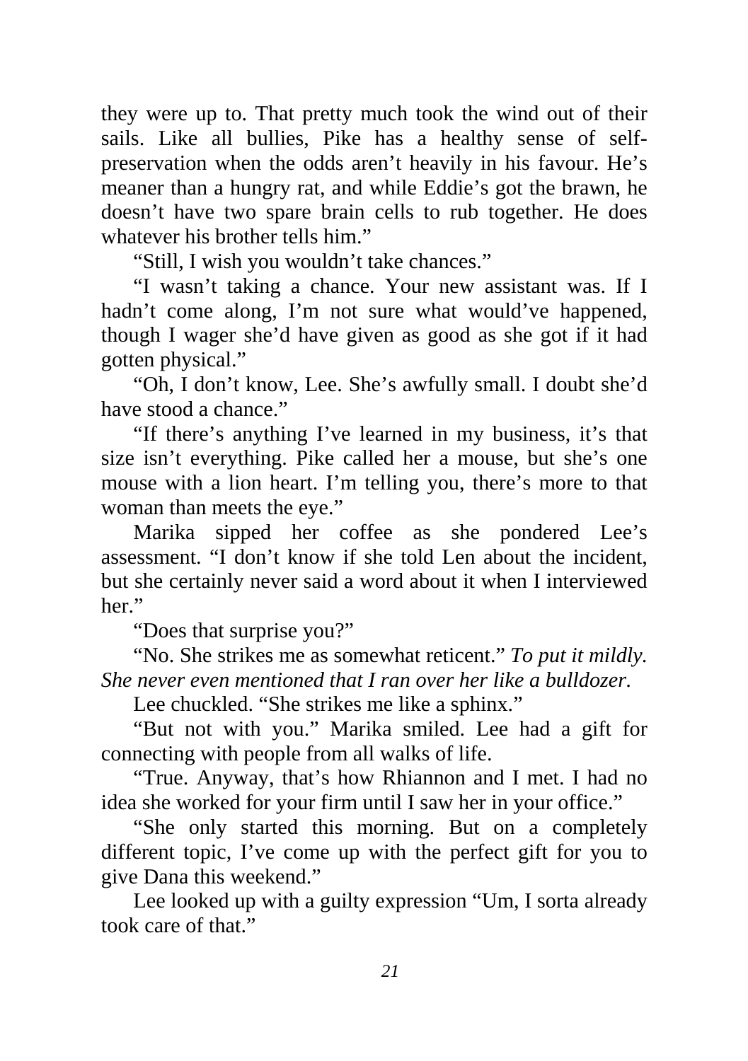they were up to. That pretty much took the wind out of their sails. Like all bullies, Pike has a healthy sense of self-preservation when the odds aren't heavily in his favour. He's meaner than a hungry rat, and while Eddie's got the brawn, he doesn't have two spare brain cells to rub together. He does whatever his brother tells him."

"Still, I wish you wouldn't take chances."

"I wasn't taking a chance. Your new assistant was. If I hadn't come along, I'm not sure what would've happened, though I wager she'd have given as good as she got if it had gotten physical."

"Oh, I don't know, Lee. She's awfully small. I doubt she'd have stood a chance."

"If there's anything I've learned in my business, it's that size isn't everything. Pike called her a mouse, but she's one mouse with a lion heart. I'm telling you, there's more to that woman than meets the eye."

Marika sipped her coffee as she pondered Lee's assessment. "I don't know if she told Len about the incident, but she certainly never said a word about it when I interviewed her."

"Does that surprise you?"

"No. She strikes me as somewhat reticent." *To put it mildly. She never even mentioned that I ran over her like a bulldozer.*

Lee chuckled. "She strikes me like a sphinx."

"But not with you." Marika smiled. Lee had a gift for connecting with people from all walks of life.

"True. Anyway, that's how Rhiannon and I met. I had no idea she worked for your firm until I saw her in your office."

"She only started this morning. But on a completely different topic, I've come up with the perfect gift for you to give Dana this weekend."

Lee looked up with a guilty expression "Um, I sorta already took care of that."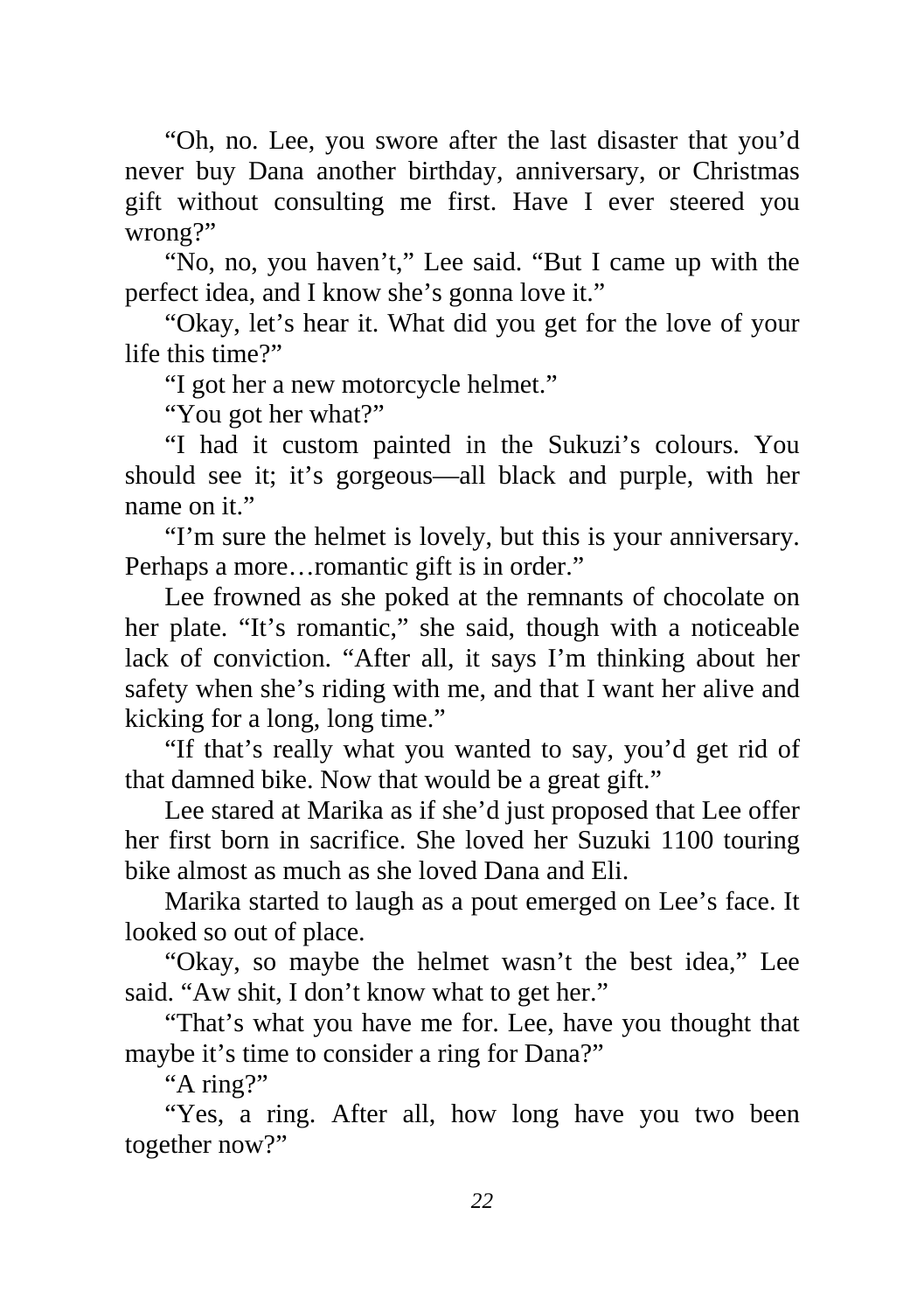"Oh, no. Lee, you swore after the last disaster that you'd never buy Dana another birthday, anniversary, or Christmas gift without consulting me first. Have I ever steered you wrong?"

"No, no, you haven't," Lee said. "But I came up with the perfect idea, and I know she's gonna love it."

"Okay, let's hear it. What did you get for the love of your life this time?"

"I got her a new motorcycle helmet."

"You got her what?"

"I had it custom painted in the Sukuzi's colours. You should see it; it's gorgeous—all black and purple, with her name on it."

"I'm sure the helmet is lovely, but this is your anniversary. Perhaps a more…romantic gift is in order."

Lee frowned as she poked at the remnants of chocolate on her plate. "It's romantic," she said, though with a noticeable lack of conviction. "After all, it says I'm thinking about her safety when she's riding with me, and that I want her alive and kicking for a long, long time."

"If that's really what you wanted to say, you'd get rid of that damned bike. Now that would be a great gift."

Lee stared at Marika as if she'd just proposed that Lee offer her first born in sacrifice. She loved her Suzuki 1100 touring bike almost as much as she loved Dana and Eli.

Marika started to laugh as a pout emerged on Lee's face. It looked so out of place.

"Okay, so maybe the helmet wasn't the best idea," Lee said. "Aw shit, I don't know what to get her."

"That's what you have me for. Lee, have you thought that maybe it's time to consider a ring for Dana?"

"A ring?"

"Yes, a ring. After all, how long have you two been together now?"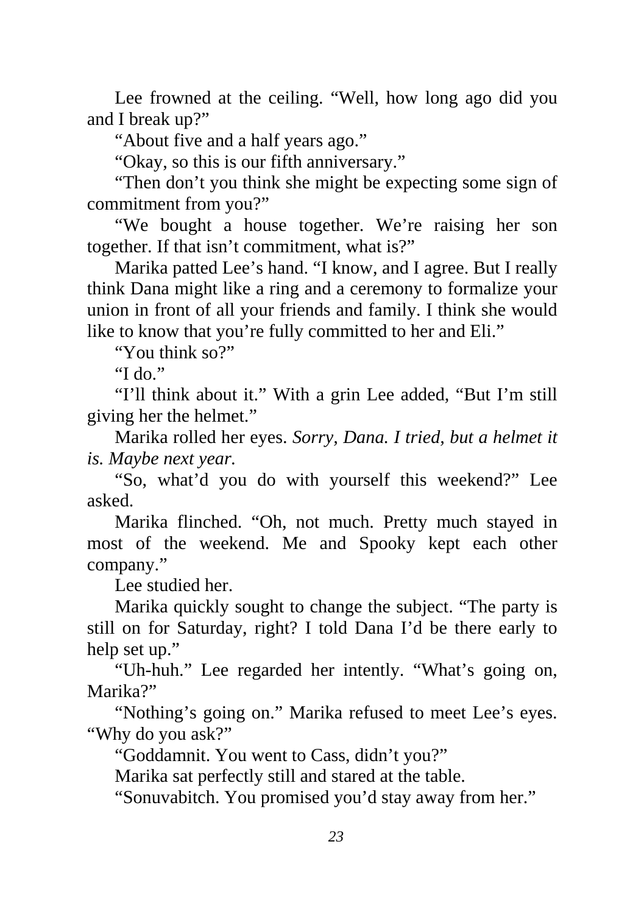Lee frowned at the ceiling. "Well, how long ago did you and I break up?"

"About five and a half years ago."

"Okay, so this is our fifth anniversary."

"Then don't you think she might be expecting some sign of commitment from you?"

"We bought a house together. We're raising her son together. If that isn't commitment, what is?"

Marika patted Lee's hand. "I know, and I agree. But I really think Dana might like a ring and a ceremony to formalize your union in front of all your friends and family. I think she would like to know that you're fully committed to her and Eli."

"You think so?"

"I do."

"I'll think about it." With a grin Lee added, "But I'm still giving her the helmet."

Marika rolled her eyes. *Sorry, Dana. I tried, but a helmet it is. Maybe next year.*

"So, what'd you do with yourself this weekend?" Lee asked.

Marika flinched. "Oh, not much. Pretty much stayed in most of the weekend. Me and Spooky kept each other company."

Lee studied her.

Marika quickly sought to change the subject. "The party is still on for Saturday, right? I told Dana I'd be there early to help set up."

"Uh-huh." Lee regarded her intently. "What's going on, Marika?"

"Nothing's going on." Marika refused to meet Lee's eyes. "Why do you ask?"

"Goddamnit. You went to Cass, didn't you?"

Marika sat perfectly still and stared at the table.

"Sonuvabitch. You promised you'd stay away from her."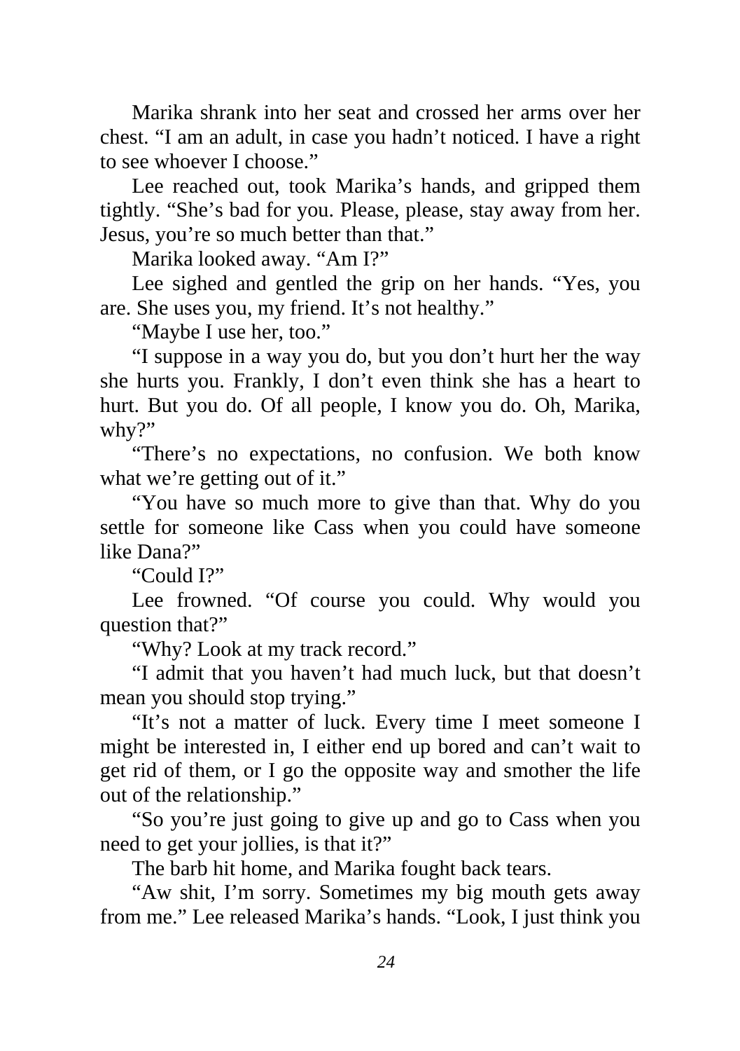Marika shrank into her seat and crossed her arms over her chest. "I am an adult, in case you hadn't noticed. I have a right to see whoever I choose."

Lee reached out, took Marika's hands, and gripped them tightly. "She's bad for you. Please, please, stay away from her. Jesus, you're so much better than that."

Marika looked away. "Am I?"

Lee sighed and gentled the grip on her hands. "Yes, you are. She uses you, my friend. It's not healthy."

"Maybe I use her, too."

"I suppose in a way you do, but you don't hurt her the way she hurts you. Frankly, I don't even think she has a heart to hurt. But you do. Of all people, I know you do. Oh, Marika, why?"

"There's no expectations, no confusion. We both know what we're getting out of it."

"You have so much more to give than that. Why do you settle for someone like Cass when you could have someone like Dana?"

"Could I?"

Lee frowned. "Of course you could. Why would you question that?"

"Why? Look at my track record."

"I admit that you haven't had much luck, but that doesn't mean you should stop trying."

"It's not a matter of luck. Every time I meet someone I might be interested in, I either end up bored and can't wait to get rid of them, or I go the opposite way and smother the life out of the relationship."

"So you're just going to give up and go to Cass when you need to get your jollies, is that it?"

The barb hit home, and Marika fought back tears.

"Aw shit, I'm sorry. Sometimes my big mouth gets away from me." Lee released Marika's hands. "Look, I just think you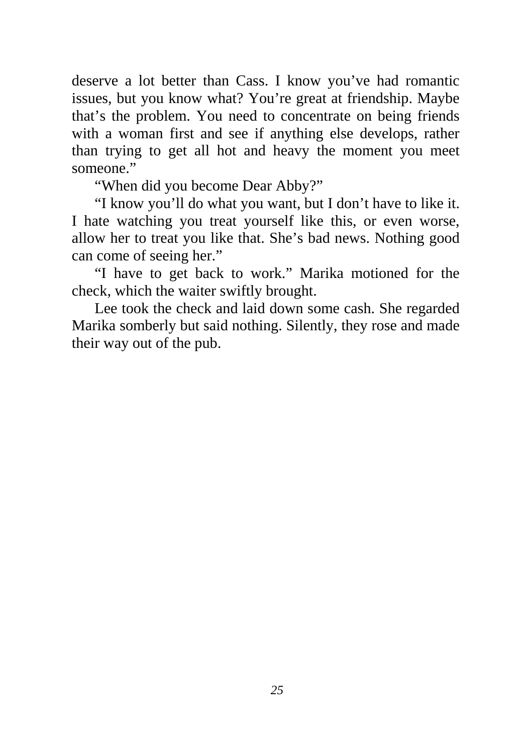deserve a lot better than Cass. I know you've had romantic issues, but you know what? You're great at friendship. Maybe that's the problem. You need to concentrate on being friends with a woman first and see if anything else develops, rather than trying to get all hot and heavy the moment you meet someone."

"When did you become Dear Abby?"

"I know you'll do what you want, but I don't have to like it. I hate watching you treat yourself like this, or even worse, allow her to treat you like that. She's bad news. Nothing good can come of seeing her."

"I have to get back to work." Marika motioned for the check, which the waiter swiftly brought.

Lee took the check and laid down some cash. She regarded Marika somberly but said nothing. Silently, they rose and made their way out of the pub.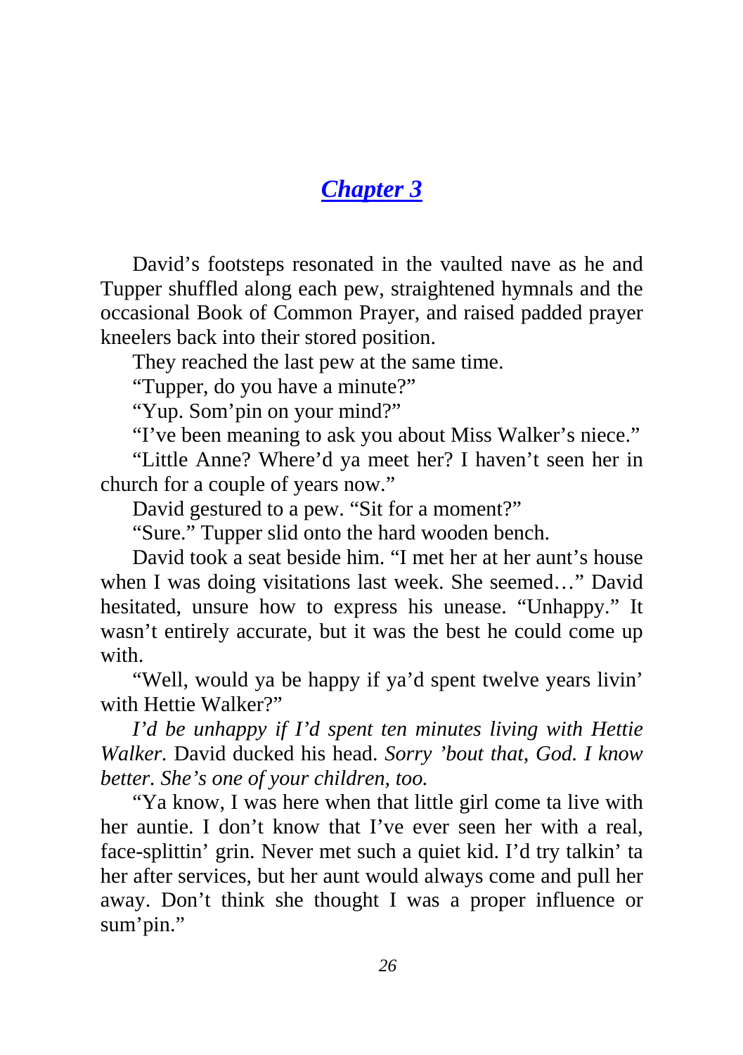## *Chapter 3*

David's footsteps resonated in the vaulted nave as he and Tupper shuffled along each pew, straightened hymnals and the occasional Book of Common Prayer, and raised padded prayer kneelers back into their stored position.

They reached the last pew at the same time.

"Tupper, do you have a minute?"

"Yup. Som'pin on your mind?"

"I've been meaning to ask you about Miss Walker's niece."

"Little Anne? Where'd ya meet her? I haven't seen her in church for a couple of years now."

David gestured to a pew. "Sit for a moment?"

"Sure." Tupper slid onto the hard wooden bench.

David took a seat beside him. "I met her at her aunt's house when I was doing visitations last week. She seemed…" David hesitated, unsure how to express his unease. "Unhappy." It wasn't entirely accurate, but it was the best he could come up with.

"Well, would ya be happy if ya'd spent twelve years livin' with Hettie Walker?"

*I'd be unhappy if I'd spent ten minutes living with Hettie Walker.* David ducked his head. *Sorry 'bout that, God. I know better. She's one of your children, too.*

"Ya know, I was here when that little girl come ta live with her auntie. I don't know that I've ever seen her with a real, face-splittin' grin. Never met such a quiet kid. I'd try talkin' ta her after services, but her aunt would always come and pull her away. Don't think she thought I was a proper influence or sum'pin."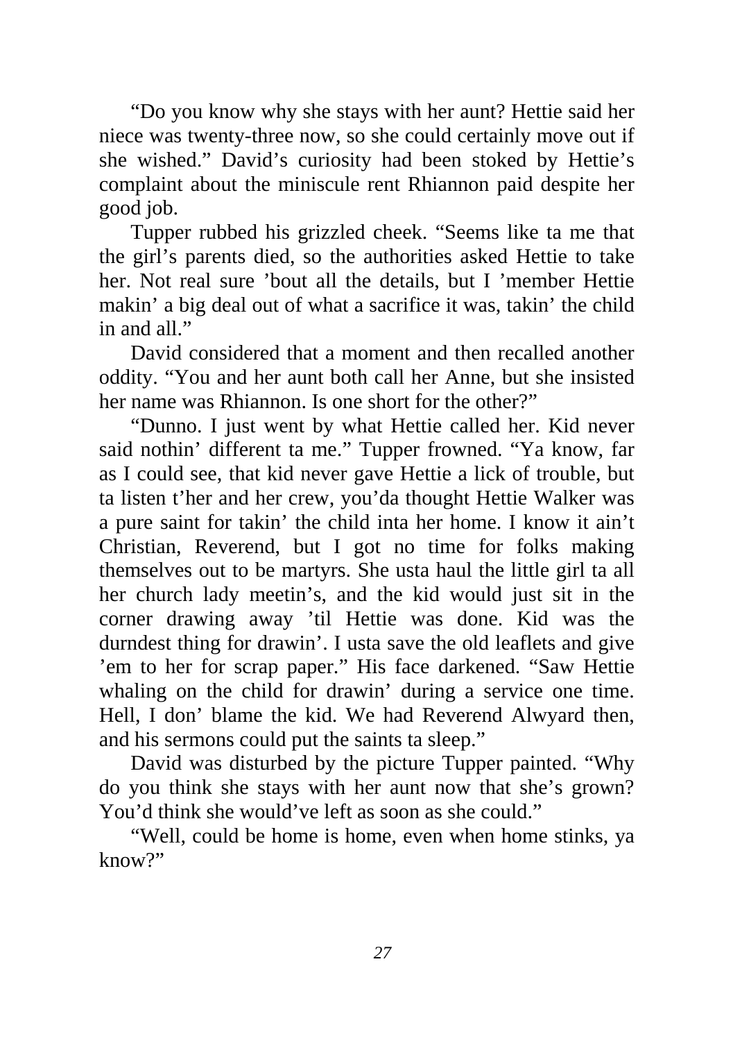"Do you know why she stays with her aunt? Hettie said her niece was twenty-three now, so she could certainly move out if she wished." David's curiosity had been stoked by Hettie's complaint about the miniscule rent Rhiannon paid despite her good job.

Tupper rubbed his grizzled cheek. "Seems like ta me that the girl's parents died, so the authorities asked Hettie to take her. Not real sure 'bout all the details, but I 'member Hettie makin' a big deal out of what a sacrifice it was, takin' the child in and all."

David considered that a moment and then recalled another oddity. "You and her aunt both call her Anne, but she insisted her name was Rhiannon. Is one short for the other?"

"Dunno. I just went by what Hettie called her. Kid never said nothin' different ta me." Tupper frowned. "Ya know, far as I could see, that kid never gave Hettie a lick of trouble, but ta listen t'her and her crew, you'da thought Hettie Walker was a pure saint for takin' the child inta her home. I know it ain't Christian, Reverend, but I got no time for folks making themselves out to be martyrs. She usta haul the little girl ta all her church lady meetin's, and the kid would just sit in the corner drawing away 'til Hettie was done. Kid was the durndest thing for drawin'. I usta save the old leaflets and give 'em to her for scrap paper." His face darkened. "Saw Hettie whaling on the child for drawin' during a service one time. Hell, I don' blame the kid. We had Reverend Alwyard then, and his sermons could put the saints ta sleep."

David was disturbed by the picture Tupper painted. "Why do you think she stays with her aunt now that she's grown? You'd think she would've left as soon as she could."

"Well, could be home is home, even when home stinks, ya know?"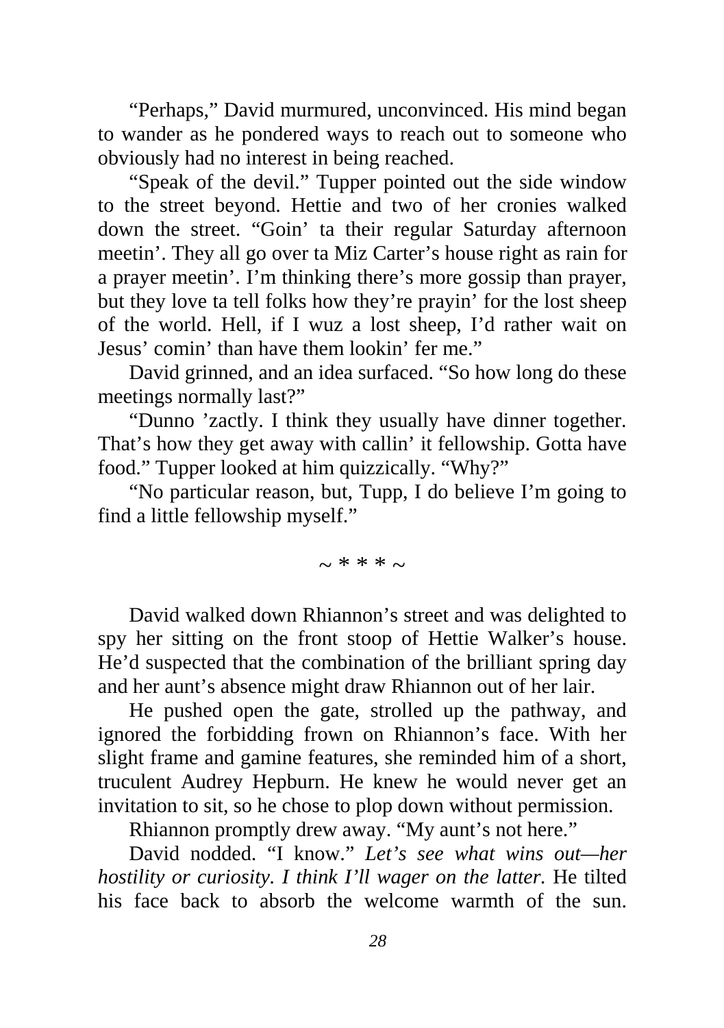"Perhaps," David murmured, unconvinced. His mind began to wander as he pondered ways to reach out to someone who obviously had no interest in being reached.

"Speak of the devil." Tupper pointed out the side window to the street beyond. Hettie and two of her cronies walked down the street. "Goin' ta their regular Saturday afternoon meetin'. They all go over ta Miz Carter's house right as rain for a prayer meetin'. I'm thinking there's more gossip than prayer, but they love ta tell folks how they're prayin' for the lost sheep of the world. Hell, if I wuz a lost sheep, I'd rather wait on Jesus' comin' than have them lookin' fer me."

David grinned, and an idea surfaced. "So how long do these meetings normally last?"

"Dunno 'zactly. I think they usually have dinner together. That's how they get away with callin' it fellowship. Gotta have food." Tupper looked at him quizzically. "Why?"

"No particular reason, but, Tupp, I do believe I'm going to find a little fellowship myself."

~ * * * ~

David walked down Rhiannon's street and was delighted to spy her sitting on the front stoop of Hettie Walker's house. He'd suspected that the combination of the brilliant spring day and her aunt's absence might draw Rhiannon out of her lair.

He pushed open the gate, strolled up the pathway, and ignored the forbidding frown on Rhiannon's face. With her slight frame and gamine features, she reminded him of a short, truculent Audrey Hepburn. He knew he would never get an invitation to sit, so he chose to plop down without permission.

Rhiannon promptly drew away. "My aunt's not here."

David nodded. "I know." *Let's see what wins out—her hostility or curiosity. I think I'll wager on the latter.* He tilted his face back to absorb the welcome warmth of the sun.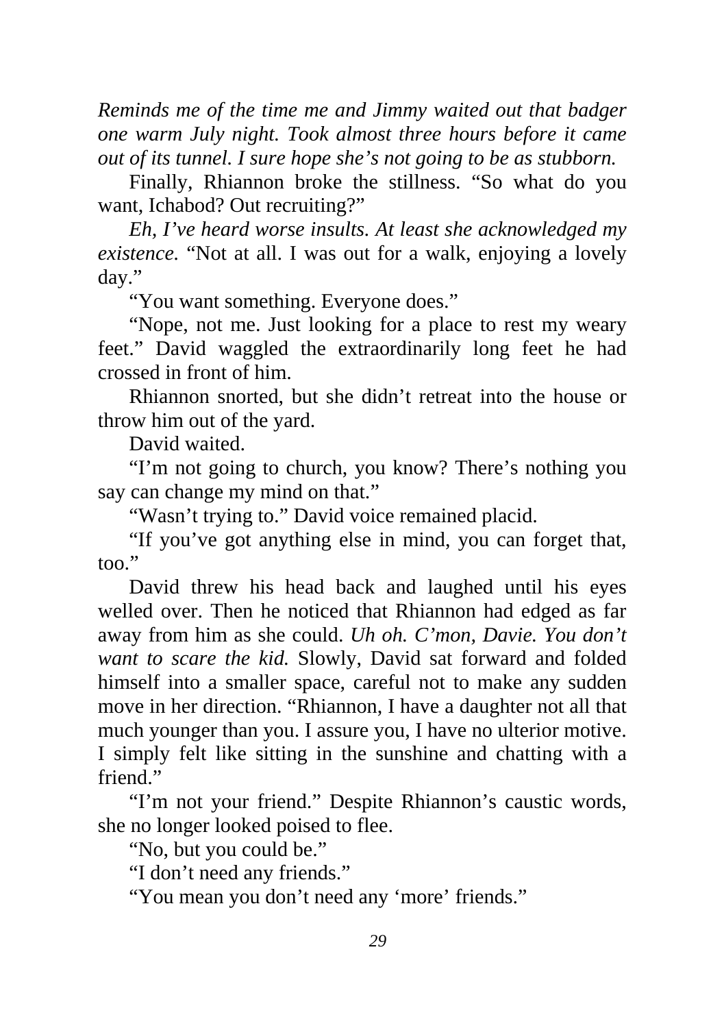*Reminds me of the time me and Jimmy waited out that badger one warm July night. Took almost three hours before it came out of its tunnel. I sure hope she's not going to be as stubborn.*

Finally, Rhiannon broke the stillness. "So what do you want, Ichabod? Out recruiting?"

*Eh, I've heard worse insults. At least she acknowledged my existence.* "Not at all. I was out for a walk, enjoying a lovely day."

"You want something. Everyone does."

"Nope, not me. Just looking for a place to rest my weary feet." David waggled the extraordinarily long feet he had crossed in front of him.

Rhiannon snorted, but she didn't retreat into the house or throw him out of the yard.

David waited.

"I'm not going to church, you know? There's nothing you say can change my mind on that."

"Wasn't trying to." David voice remained placid.

"If you've got anything else in mind, you can forget that, too."

David threw his head back and laughed until his eyes welled over. Then he noticed that Rhiannon had edged as far away from him as she could. *Uh oh. C'mon, Davie. You don't want to scare the kid.* Slowly, David sat forward and folded himself into a smaller space, careful not to make any sudden move in her direction. "Rhiannon, I have a daughter not all that much younger than you. I assure you, I have no ulterior motive. I simply felt like sitting in the sunshine and chatting with a friend."

"I'm not your friend." Despite Rhiannon's caustic words, she no longer looked poised to flee.

"No, but you could be."

"I don't need any friends."

"You mean you don't need any 'more' friends."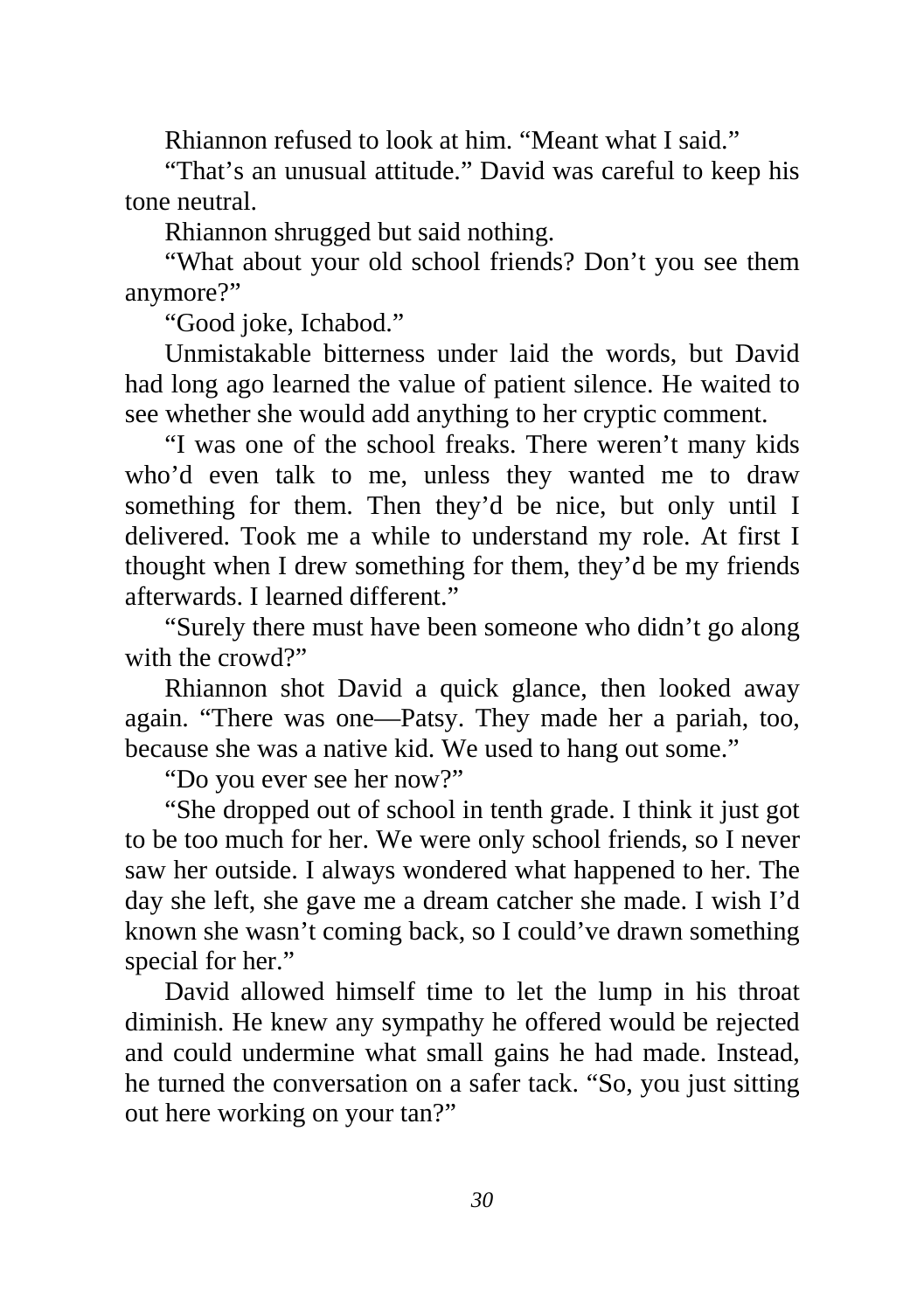Rhiannon refused to look at him. “Meant what I said.”

“That’s an unusual attitude.” David was careful to keep his tone neutral.

Rhiannon shrugged but said nothing.

“What about your old school friends? Don’t you see them anymore?”

“Good joke, Ichabod.”

Unmistakable bitterness under laid the words, but David had long ago learned the value of patient silence. He waited to see whether she would add anything to her cryptic comment.

“I was one of the school freaks. There weren’t many kids who’d even talk to me, unless they wanted me to draw something for them. Then they’d be nice, but only until I delivered. Took me a while to understand my role. At first I thought when I drew something for them, they’d be my friends afterwards. I learned different.”

“Surely there must have been someone who didn’t go along with the crowd?”

Rhiannon shot David a quick glance, then looked away again. “There was one—Patsy. They made her a pariah, too, because she was a native kid. We used to hang out some.”

“Do you ever see her now?”

“She dropped out of school in tenth grade. I think it just got to be too much for her. We were only school friends, so I never saw her outside. I always wondered what happened to her. The day she left, she gave me a dream catcher she made. I wish I’d known she wasn’t coming back, so I could’ve drawn something special for her.”

David allowed himself time to let the lump in his throat diminish. He knew any sympathy he offered would be rejected and could undermine what small gains he had made. Instead, he turned the conversation on a safer tack. “So, you just sitting out here working on your tan?”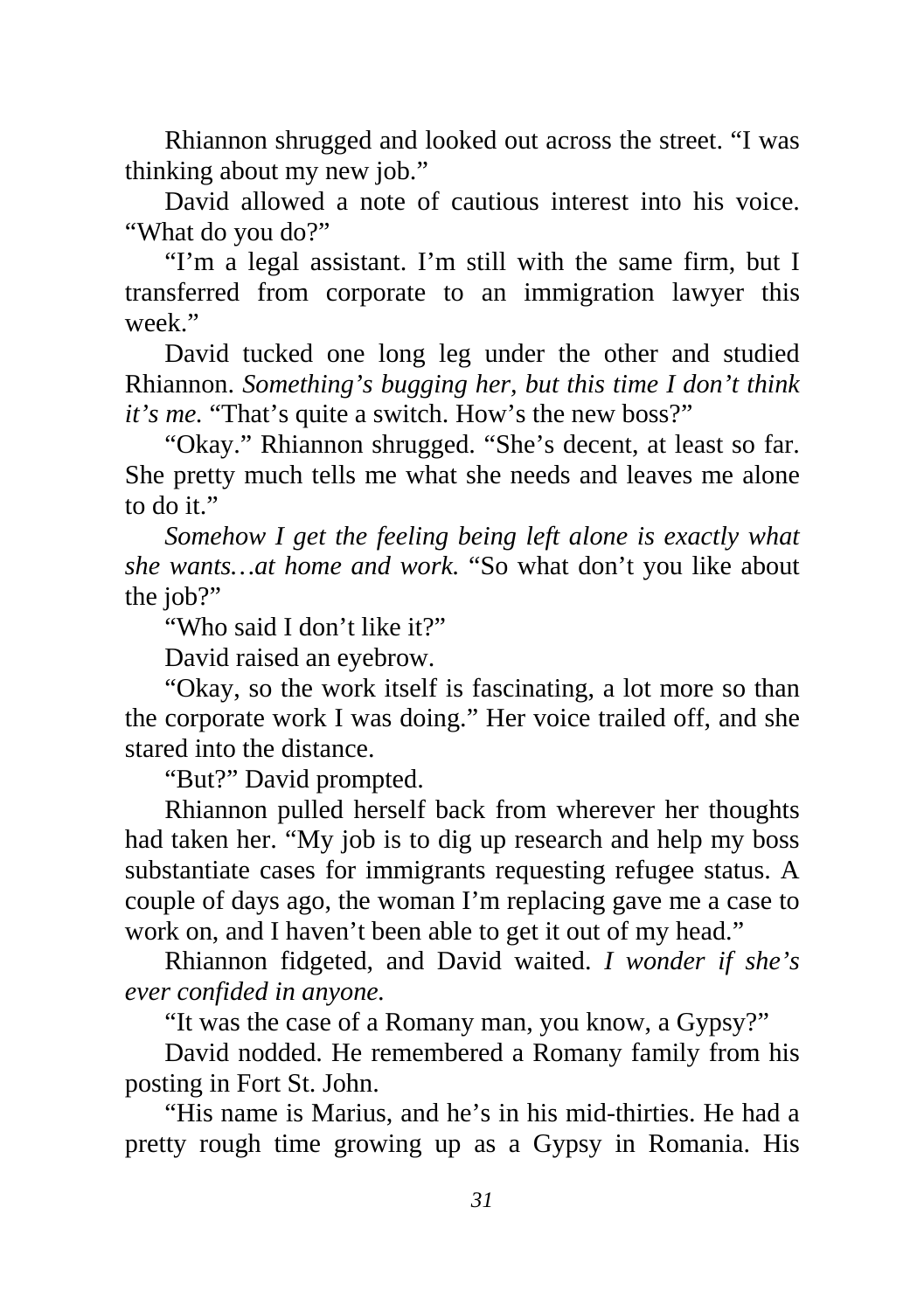Rhiannon shrugged and looked out across the street. "I was thinking about my new job."

David allowed a note of cautious interest into his voice. "What do you do?"

"I'm a legal assistant. I'm still with the same firm, but I transferred from corporate to an immigration lawyer this week."

David tucked one long leg under the other and studied Rhiannon. *Something's bugging her, but this time I don't think it's me.* "That's quite a switch. How's the new boss?"

"Okay." Rhiannon shrugged. "She's decent, at least so far. She pretty much tells me what she needs and leaves me alone to do it."

*Somehow I get the feeling being left alone is exactly what she wants…at home and work.* "So what don't you like about the job?"

"Who said I don't like it?"

David raised an eyebrow.

"Okay, so the work itself is fascinating, a lot more so than the corporate work I was doing." Her voice trailed off, and she stared into the distance.

"But?" David prompted.

Rhiannon pulled herself back from wherever her thoughts had taken her. "My job is to dig up research and help my boss substantiate cases for immigrants requesting refugee status. A couple of days ago, the woman I'm replacing gave me a case to work on, and I haven't been able to get it out of my head."

Rhiannon fidgeted, and David waited. *I wonder if she's ever confided in anyone.*

"It was the case of a Romany man, you know, a Gypsy?"

David nodded. He remembered a Romany family from his posting in Fort St. John.

"His name is Marius, and he's in his mid-thirties. He had a pretty rough time growing up as a Gypsy in Romania. His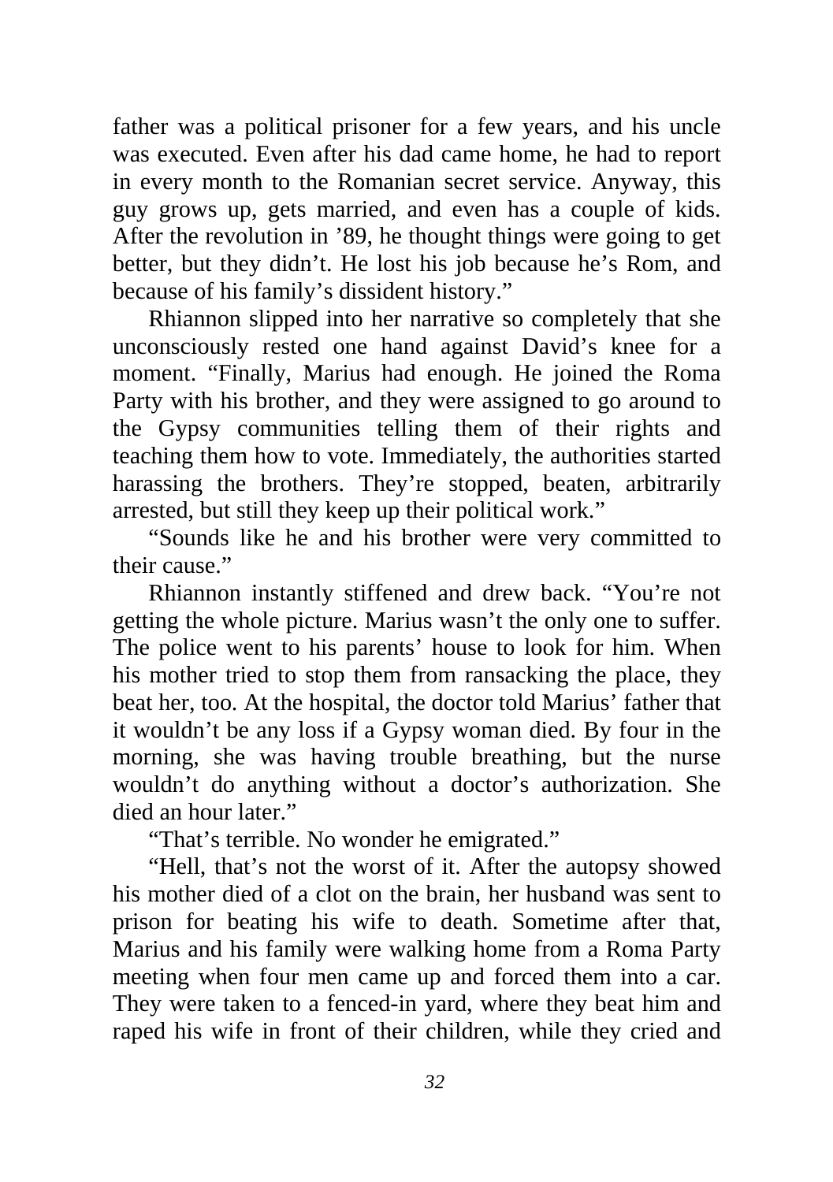father was a political prisoner for a few years, and his uncle was executed. Even after his dad came home, he had to report in every month to the Romanian secret service. Anyway, this guy grows up, gets married, and even has a couple of kids. After the revolution in ’89, he thought things were going to get better, but they didn’t. He lost his job because he’s Rom, and because of his family’s dissident history.”

Rhiannon slipped into her narrative so completely that she unconsciously rested one hand against David’s knee for a moment. “Finally, Marius had enough. He joined the Roma Party with his brother, and they were assigned to go around to the Gypsy communities telling them of their rights and teaching them how to vote. Immediately, the authorities started harassing the brothers. They’re stopped, beaten, arbitrarily arrested, but still they keep up their political work.”

“Sounds like he and his brother were very committed to their cause.”

Rhiannon instantly stiffened and drew back. “You’re not getting the whole picture. Marius wasn’t the only one to suffer. The police went to his parents’ house to look for him. When his mother tried to stop them from ransacking the place, they beat her, too. At the hospital, the doctor told Marius’ father that it wouldn’t be any loss if a Gypsy woman died. By four in the morning, she was having trouble breathing, but the nurse wouldn’t do anything without a doctor’s authorization. She died an hour later.”

“That’s terrible. No wonder he emigrated.”

“Hell, that’s not the worst of it. After the autopsy showed his mother died of a clot on the brain, her husband was sent to prison for beating his wife to death. Sometime after that, Marius and his family were walking home from a Roma Party meeting when four men came up and forced them into a car. They were taken to a fenced-in yard, where they beat him and raped his wife in front of their children, while they cried and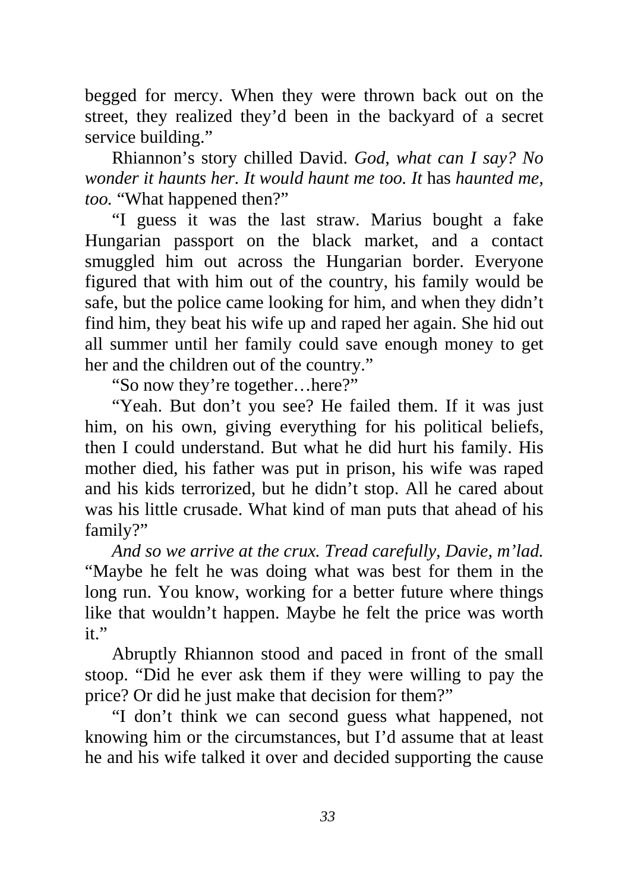begged for mercy. When they were thrown back out on the street, they realized they'd been in the backyard of a secret service building."

Rhiannon's story chilled David. *God, what can I say? No wonder it haunts her. It would haunt me too. It* has *haunted me, too.* "What happened then?"

"I guess it was the last straw. Marius bought a fake Hungarian passport on the black market, and a contact smuggled him out across the Hungarian border. Everyone figured that with him out of the country, his family would be safe, but the police came looking for him, and when they didn't find him, they beat his wife up and raped her again. She hid out all summer until her family could save enough money to get her and the children out of the country."

"So now they're together…here?"

"Yeah. But don't you see? He failed them. If it was just him, on his own, giving everything for his political beliefs, then I could understand. But what he did hurt his family. His mother died, his father was put in prison, his wife was raped and his kids terrorized, but he didn't stop. All he cared about was his little crusade. What kind of man puts that ahead of his family?"

*And so we arrive at the crux. Tread carefully, Davie, m'lad.* "Maybe he felt he was doing what was best for them in the long run. You know, working for a better future where things like that wouldn't happen. Maybe he felt the price was worth it."

Abruptly Rhiannon stood and paced in front of the small stoop. "Did he ever ask them if they were willing to pay the price? Or did he just make that decision for them?"

"I don't think we can second guess what happened, not knowing him or the circumstances, but I'd assume that at least he and his wife talked it over and decided supporting the cause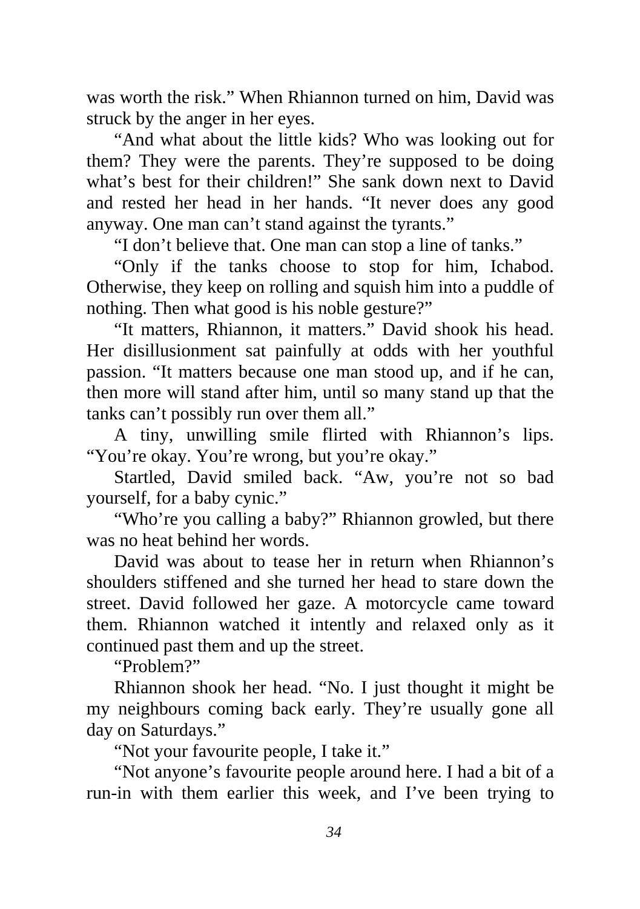was worth the risk.” When Rhiannon turned on him, David was struck by the anger in her eyes.

“And what about the little kids? Who was looking out for them? They were the parents. They’re supposed to be doing what’s best for their children!” She sank down next to David and rested her head in her hands. “It never does any good anyway. One man can’t stand against the tyrants.”

“I don’t believe that. One man can stop a line of tanks.”

“Only if the tanks choose to stop for him, Ichabod. Otherwise, they keep on rolling and squish him into a puddle of nothing. Then what good is his noble gesture?”

“It matters, Rhiannon, it matters.” David shook his head. Her disillusionment sat painfully at odds with her youthful passion. “It matters because one man stood up, and if he can, then more will stand after him, until so many stand up that the tanks can’t possibly run over them all.”

A tiny, unwilling smile flirted with Rhiannon’s lips. “You’re okay. You’re wrong, but you’re okay.”

Startled, David smiled back. “Aw, you’re not so bad yourself, for a baby cynic.”

“Who’re you calling a baby?” Rhiannon growled, but there was no heat behind her words.

David was about to tease her in return when Rhiannon’s shoulders stiffened and she turned her head to stare down the street. David followed her gaze. A motorcycle came toward them. Rhiannon watched it intently and relaxed only as it continued past them and up the street.

“Problem?”

Rhiannon shook her head. “No. I just thought it might be my neighbours coming back early. They’re usually gone all day on Saturdays.”

“Not your favourite people, I take it.”

“Not anyone’s favourite people around here. I had a bit of a run-in with them earlier this week, and I’ve been trying to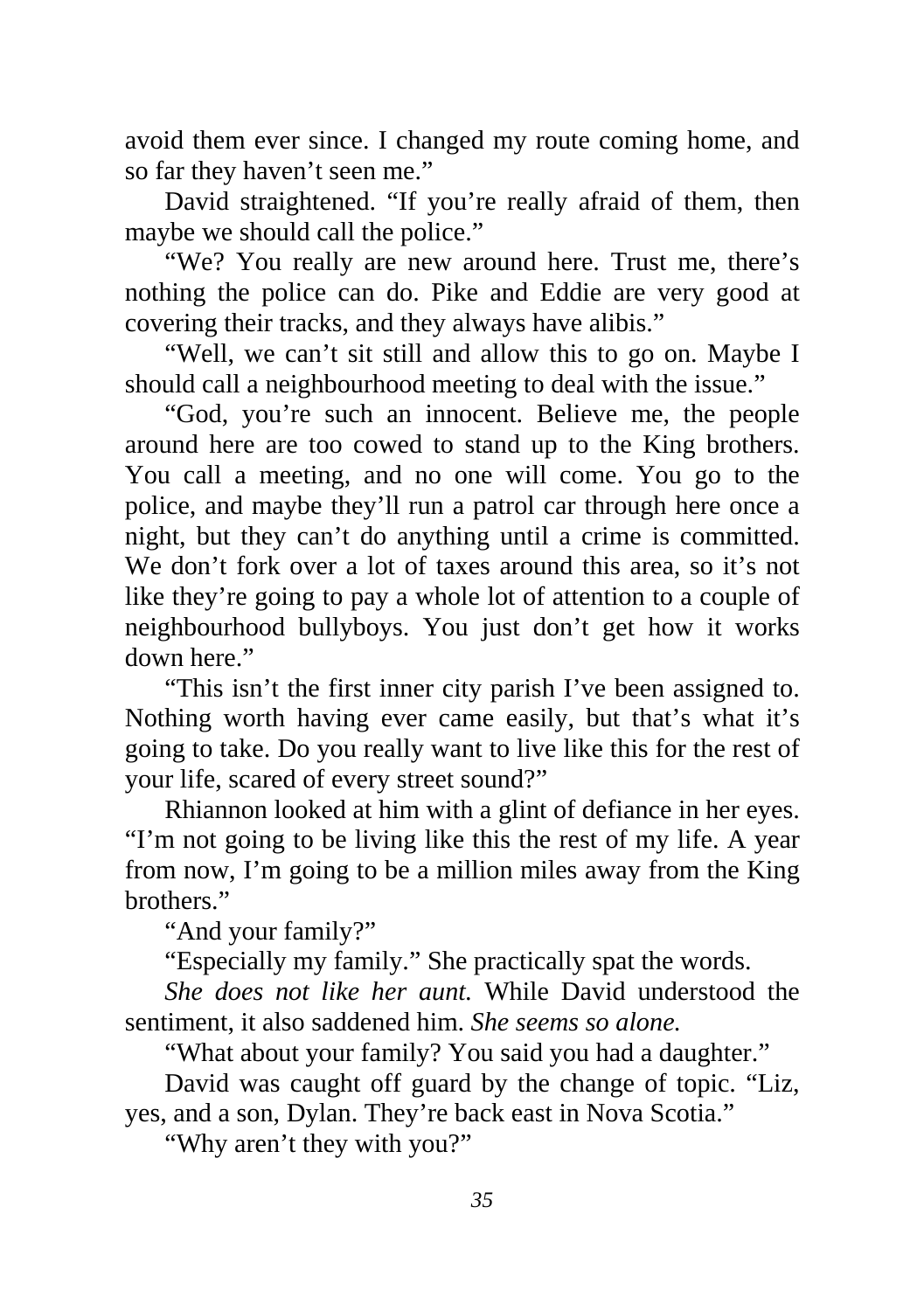avoid them ever since. I changed my route coming home, and so far they haven't seen me."

David straightened. "If you're really afraid of them, then maybe we should call the police."

"We? You really are new around here. Trust me, there's nothing the police can do. Pike and Eddie are very good at covering their tracks, and they always have alibis."

"Well, we can't sit still and allow this to go on. Maybe I should call a neighbourhood meeting to deal with the issue."

"God, you're such an innocent. Believe me, the people around here are too cowed to stand up to the King brothers. You call a meeting, and no one will come. You go to the police, and maybe they'll run a patrol car through here once a night, but they can't do anything until a crime is committed. We don't fork over a lot of taxes around this area, so it's not like they're going to pay a whole lot of attention to a couple of neighbourhood bullyboys. You just don't get how it works down here."

"This isn't the first inner city parish I've been assigned to. Nothing worth having ever came easily, but that's what it's going to take. Do you really want to live like this for the rest of your life, scared of every street sound?"

Rhiannon looked at him with a glint of defiance in her eyes. "I'm not going to be living like this the rest of my life. A year from now, I'm going to be a million miles away from the King brothers."

"And your family?"

"Especially my family." She practically spat the words.

*She does not like her aunt.* While David understood the sentiment, it also saddened him. *She seems so alone.*

"What about your family? You said you had a daughter."

David was caught off guard by the change of topic. "Liz, yes, and a son, Dylan. They're back east in Nova Scotia."

"Why aren't they with you?"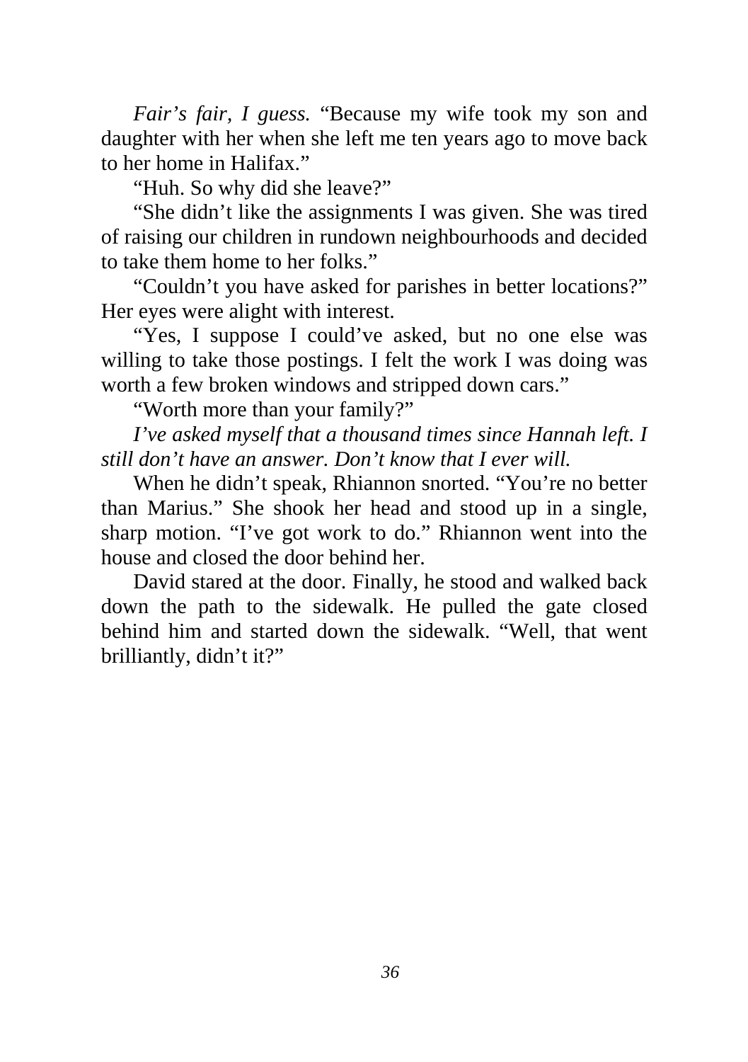*Fair's fair, I guess.* "Because my wife took my son and daughter with her when she left me ten years ago to move back to her home in Halifax."

"Huh. So why did she leave?"

"She didn't like the assignments I was given. She was tired of raising our children in rundown neighbourhoods and decided to take them home to her folks."

"Couldn't you have asked for parishes in better locations?" Her eyes were alight with interest.

"Yes, I suppose I could've asked, but no one else was willing to take those postings. I felt the work I was doing was worth a few broken windows and stripped down cars."

"Worth more than your family?"

*I've asked myself that a thousand times since Hannah left. I still don't have an answer. Don't know that I ever will.*

When he didn't speak, Rhiannon snorted. "You're no better than Marius." She shook her head and stood up in a single, sharp motion. "I've got work to do." Rhiannon went into the house and closed the door behind her.

David stared at the door. Finally, he stood and walked back down the path to the sidewalk. He pulled the gate closed behind him and started down the sidewalk. "Well, that went brilliantly, didn't it?"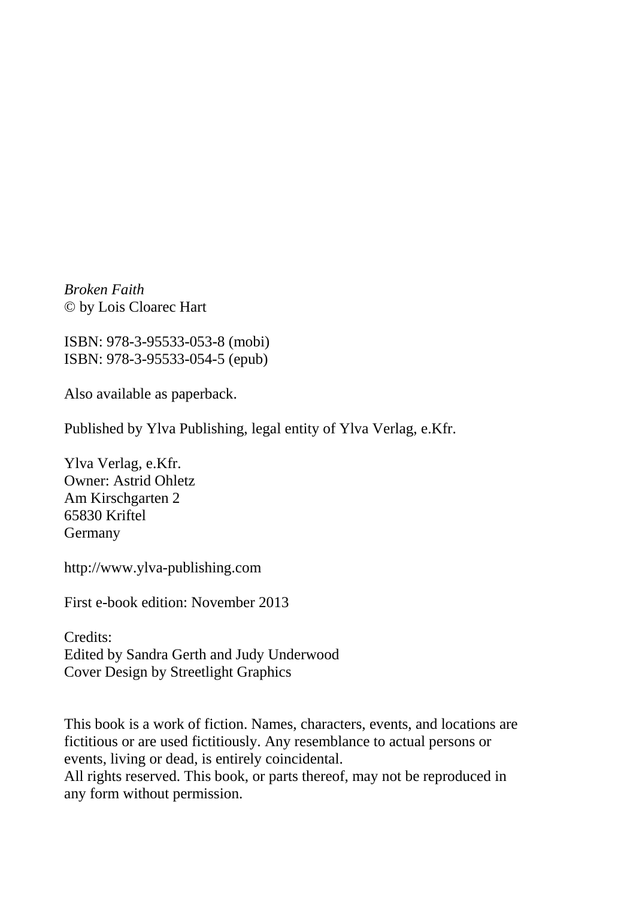*Broken Faith*
© by Lois Cloarec Hart

ISBN: 978-3-95533-053-8 (mobi)
ISBN: 978-3-95533-054-5 (epub)

Also available as paperback.

Published by Ylva Publishing, legal entity of Ylva Verlag, e.Kfr.

Ylva Verlag, e.Kfr.
Owner: Astrid Ohletz
Am Kirschgarten 2
65830 Kriftel
Germany

http://www.ylva-publishing.com

First e-book edition: November 2013

Credits:
Edited by Sandra Gerth and Judy Underwood
Cover Design by Streetlight Graphics

This book is a work of fiction. Names, characters, events, and locations are fictitious or are used fictitiously. Any resemblance to actual persons or events, living or dead, is entirely coincidental.
All rights reserved. This book, or parts thereof, may not be reproduced in any form without permission.